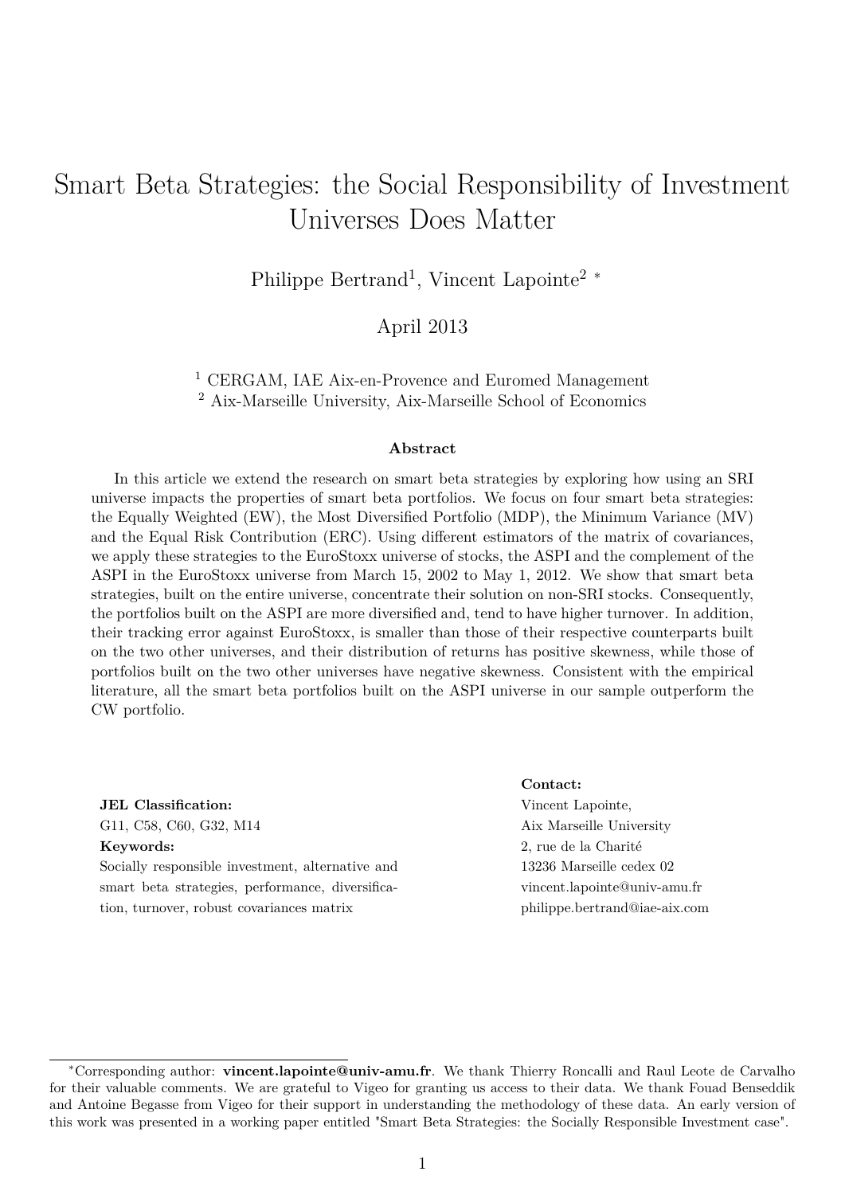# Smart Beta Strategies: the Social Responsibility of Investment Universes Does Matter

Philippe Bertrand[1], Vincent Lapointe[2] *

April 2013

[1] CERGAM, IAE Aix-en-Provence and Euromed Management
[2] Aix-Marseille University, Aix-Marseille School of Economics

**Abstract**

In this article we extend the research on smart beta strategies by exploring how using an SRI universe impacts the properties of smart beta portfolios. We focus on four smart beta strategies: the Equally Weighted (EW), the Most Diversified Portfolio (MDP), the Minimum Variance (MV) and the Equal Risk Contribution (ERC). Using different estimators of the matrix of covariances, we apply these strategies to the EuroStoxx universe of stocks, the ASPI and the complement of the ASPI in the EuroStoxx universe from March 15, 2002 to May 1, 2012. We show that smart beta strategies, built on the entire universe, concentrate their solution on non-SRI stocks. Consequently, the portfolios built on the ASPI are more diversified and, tend to have higher turnover. In addition, their tracking error against EuroStoxx, is smaller than those of their respective counterparts built on the two other universes, and their distribution of returns has positive skewness, while those of portfolios built on the two other universes have negative skewness. Consistent with the empirical literature, all the smart beta portfolios built on the ASPI universe in our sample outperform the CW portfolio.

**JEL Classification:**
G11, C58, C60, G32, M14

**Keywords:**
Socially responsible investment, alternative and smart beta strategies, performance, diversification, turnover, robust covariances matrix

**Contact:**
Vincent Lapointe,
Aix Marseille University
2, rue de la Charité
13236 Marseille cedex 02
vincent.lapointe@univ-amu.fr
philippe.bertrand@iae-aix.com

*Corresponding author: **vincent.lapointe@univ-amu.fr**. We thank Thierry Roncalli and Raul Leote de Carvalho for their valuable comments. We are grateful to Vigeo for granting us access to their data. We thank Fouad Benseddik and Antoine Begasse from Vigeo for their support in understanding the methodology of these data. An early version of this work was presented in a working paper entitled "Smart Beta Strategies: the Socially Responsible Investment case".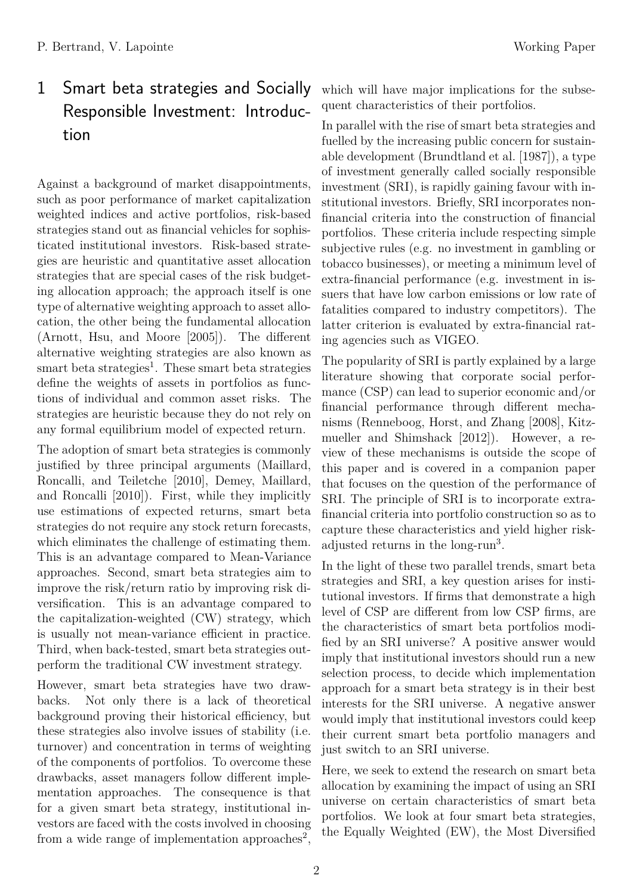# 1 Smart beta strategies and Socially Responsible Investment: Introduction

Against a background of market disappointments, such as poor performance of market capitalization weighted indices and active portfolios, risk-based strategies stand out as financial vehicles for sophisticated institutional investors. Risk-based strategies are heuristic and quantitative asset allocation strategies that are special cases of the risk budgeting allocation approach; the approach itself is one type of alternative weighting approach to asset allocation, the other being the fundamental allocation (Arnott, Hsu, and Moore [2005]). The different alternative weighting strategies are also known as smart beta strategies[1]. These smart beta strategies define the weights of assets in portfolios as functions of individual and common asset risks. The strategies are heuristic because they do not rely on any formal equilibrium model of expected return.

The adoption of smart beta strategies is commonly justified by three principal arguments (Maillard, Roncalli, and Teiletche [2010], Demey, Maillard, and Roncalli [2010]). First, while they implicitly use estimations of expected returns, smart beta strategies do not require any stock return forecasts, which eliminates the challenge of estimating them. This is an advantage compared to Mean-Variance approaches. Second, smart beta strategies aim to improve the risk/return ratio by improving risk diversification. This is an advantage compared to the capitalization-weighted (CW) strategy, which is usually not mean-variance efficient in practice. Third, when back-tested, smart beta strategies outperform the traditional CW investment strategy.

However, smart beta strategies have two drawbacks. Not only there is a lack of theoretical background proving their historical efficiency, but these strategies also involve issues of stability (i.e. turnover) and concentration in terms of weighting of the components of portfolios. To overcome these drawbacks, asset managers follow different implementation approaches. The consequence is that for a given smart beta strategy, institutional investors are faced with the costs involved in choosing from a wide range of implementation approaches[2], which will have major implications for the subsequent characteristics of their portfolios.

In parallel with the rise of smart beta strategies and fuelled by the increasing public concern for sustainable development (Brundtland et al. [1987]), a type of investment generally called socially responsible investment (SRI), is rapidly gaining favour with institutional investors. Briefly, SRI incorporates non-financial criteria into the construction of financial portfolios. These criteria include respecting simple subjective rules (e.g. no investment in gambling or tobacco businesses), or meeting a minimum level of extra-financial performance (e.g. investment in issuers that have low carbon emissions or low rate of fatalities compared to industry competitors). The latter criterion is evaluated by extra-financial rating agencies such as VIGEO.

The popularity of SRI is partly explained by a large literature showing that corporate social performance (CSP) can lead to superior economic and/or financial performance through different mechanisms (Renneboog, Horst, and Zhang [2008], Kitzmueller and Shimshack [2012]). However, a review of these mechanisms is outside the scope of this paper and is covered in a companion paper that focuses on the question of the performance of SRI. The principle of SRI is to incorporate extra-financial criteria into portfolio construction so as to capture these characteristics and yield higher risk-adjusted returns in the long-run[3].

In the light of these two parallel trends, smart beta strategies and SRI, a key question arises for institutional investors. If firms that demonstrate a high level of CSP are different from low CSP firms, are the characteristics of smart beta portfolios modified by an SRI universe? A positive answer would imply that institutional investors should run a new selection process, to decide which implementation approach for a smart beta strategy is in their best interests for the SRI universe. A negative answer would imply that institutional investors could keep their current smart beta portfolio managers and just switch to an SRI universe.

Here, we seek to extend the research on smart beta allocation by examining the impact of using an SRI universe on certain characteristics of smart beta portfolios. We look at four smart beta strategies, the Equally Weighted (EW), the Most Diversified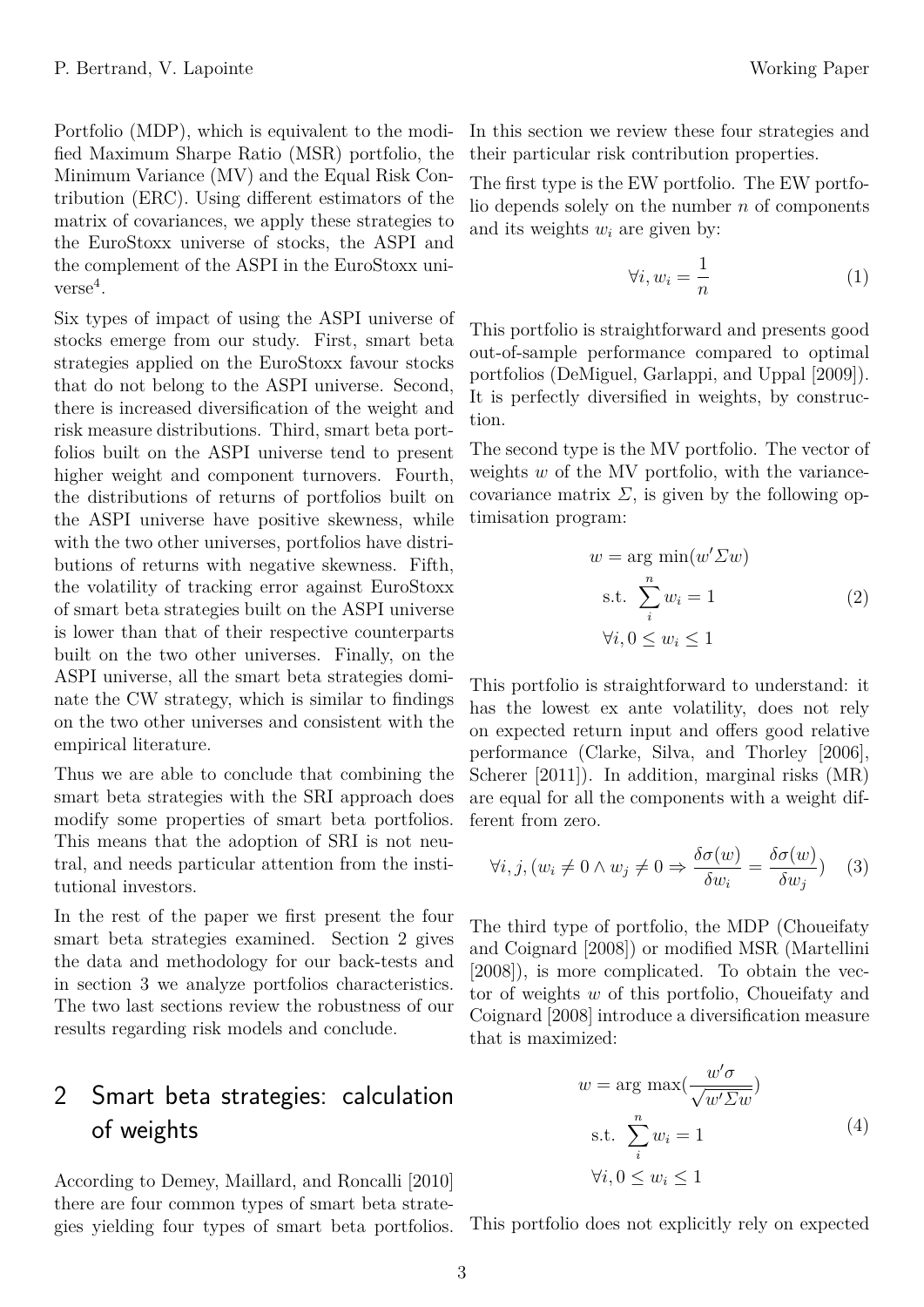Portfolio (MDP), which is equivalent to the modified Maximum Sharpe Ratio (MSR) portfolio, the Minimum Variance (MV) and the Equal Risk Contribution (ERC). Using different estimators of the matrix of covariances, we apply these strategies to the EuroStoxx universe of stocks, the ASPI and the complement of the ASPI in the EuroStoxx universe[4].

Six types of impact of using the ASPI universe of stocks emerge from our study. First, smart beta strategies applied on the EuroStoxx favour stocks that do not belong to the ASPI universe. Second, there is increased diversification of the weight and risk measure distributions. Third, smart beta portfolios built on the ASPI universe tend to present higher weight and component turnovers. Fourth, the distributions of returns of portfolios built on the ASPI universe have positive skewness, while with the two other universes, portfolios have distributions of returns with negative skewness. Fifth, the volatility of tracking error against EuroStoxx of smart beta strategies built on the ASPI universe is lower than that of their respective counterparts built on the two other universes. Finally, on the ASPI universe, all the smart beta strategies dominate the CW strategy, which is similar to findings on the two other universes and consistent with the empirical literature.

Thus we are able to conclude that combining the smart beta strategies with the SRI approach does modify some properties of smart beta portfolios. This means that the adoption of SRI is not neutral, and needs particular attention from the institutional investors.

In the rest of the paper we first present the four smart beta strategies examined. Section 2 gives the data and methodology for our back-tests and in section 3 we analyze portfolios characteristics. The two last sections review the robustness of our results regarding risk models and conclude.

## 2 Smart beta strategies: calculation of weights

According to Demey, Maillard, and Roncalli [2010] there are four common types of smart beta strategies yielding four types of smart beta portfolios. In this section we review these four strategies and their particular risk contribution properties.

The first type is the EW portfolio. The EW portfolio depends solely on the number $n$ of components and its weights $w_i$ are given by:

$$\forall i, w_i = \frac{1}{n} \tag{1}$$

This portfolio is straightforward and presents good out-of-sample performance compared to optimal portfolios (DeMiguel, Garlappi, and Uppal [2009]). It is perfectly diversified in weights, by construction.

The second type is the MV portfolio. The vector of weights $w$ of the MV portfolio, with the variance-covariance matrix $\Sigma$, is given by the following optimisation program:

$$\begin{aligned} w &= \arg\ \min(w'\Sigma w) \\ \text{s.t.}\ &\sum_{i}^{n} w_i = 1 \\ &\forall i, 0 \leq w_i \leq 1 \end{aligned} \tag{2}$$

This portfolio is straightforward to understand: it has the lowest ex ante volatility, does not rely on expected return input and offers good relative performance (Clarke, Silva, and Thorley [2006], Scherer [2011]). In addition, marginal risks (MR) are equal for all the components with a weight different from zero.

$$\forall i, j, (w_i \neq 0 \wedge w_j \neq 0 \Rightarrow \frac{\delta\sigma(w)}{\delta w_i} = \frac{\delta\sigma(w)}{\delta w_j}) \tag{3}$$

The third type of portfolio, the MDP (Choueifaty and Coignard [2008]) or modified MSR (Martellini [2008]), is more complicated. To obtain the vector of weights $w$ of this portfolio, Choueifaty and Coignard [2008] introduce a diversification measure that is maximized:

$$\begin{aligned} w &= \arg\ \max(\frac{w'\sigma}{\sqrt{w'\Sigma w}}) \\ \text{s.t.}\ &\sum_{i}^{n} w_i = 1 \\ &\forall i, 0 \leq w_i \leq 1 \end{aligned} \tag{4}$$

This portfolio does not explicitly rely on expected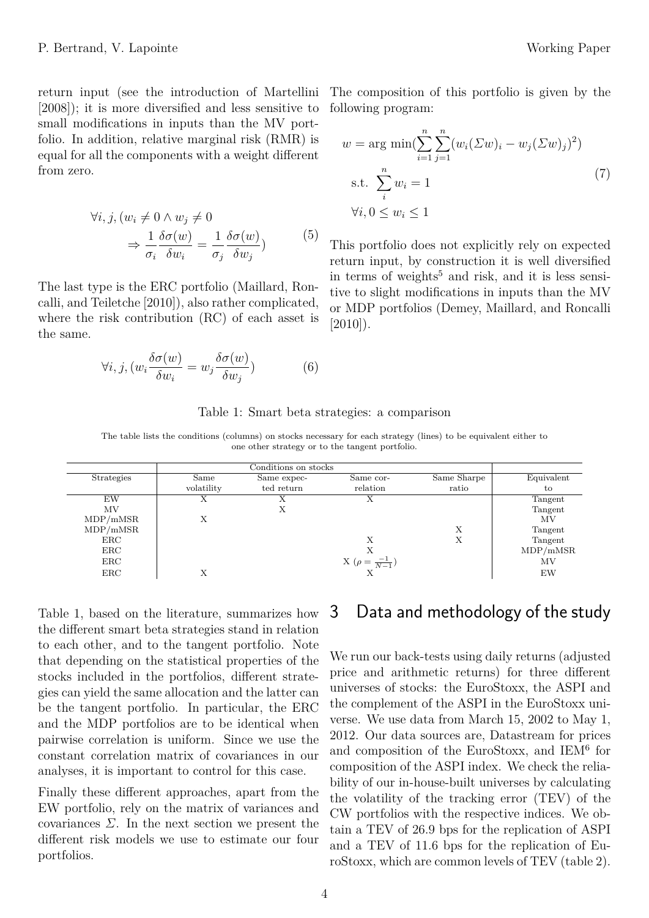return input (see the introduction of Martellini [2008]); it is more diversified and less sensitive to small modifications in inputs than the MV portfolio. In addition, relative marginal risk (RMR) is equal for all the components with a weight different from zero.

$$\forall i, j, (w_i \neq 0 \wedge w_j \neq 0 \Rightarrow \frac{1}{\sigma_i}\frac{\delta\sigma(w)}{\delta w_i} = \frac{1}{\sigma_j}\frac{\delta\sigma(w)}{\delta w_j}) \tag{5}$$

The last type is the ERC portfolio (Maillard, Roncalli, and Teiletche [2010]), also rather complicated, where the risk contribution (RC) of each asset is the same.

$$\forall i, j, (w_i \frac{\delta\sigma(w)}{\delta w_i} = w_j \frac{\delta\sigma(w)}{\delta w_j}) \tag{6}$$

The composition of this portfolio is given by the following program:

$$\begin{aligned} w = \arg\min(&\sum_{i=1}^{n}\sum_{j=1}^{n}(w_i(\Sigma w)_i - w_j(\Sigma w)_j)^2) \\ \text{s.t. } &\sum_{i}^{n} w_i = 1 \\ &\forall i, 0 \leq w_i \leq 1 \end{aligned} \tag{7}$$

This portfolio does not explicitly rely on expected return input, by construction it is well diversified in terms of weights[5] and risk, and it is less sensitive to slight modifications in inputs than the MV or MDP portfolios (Demey, Maillard, and Roncalli [2010]).

Table 1: Smart beta strategies: a comparison

The table lists the conditions (columns) on stocks necessary for each strategy (lines) to be equivalent either to one other strategy or to the tangent portfolio.

| | Conditions on stocks | | | | |
|---|---|---|---|---|---|
| Strategies | Same volatility | Same expected return | Same correlation | Same Sharpe ratio | Equivalent to |
| EW | X | X | X | | Tangent |
| MV | | X | | | Tangent |
| MDP/mMSR | X | | | | MV |
| MDP/mMSR | | | | X | Tangent |
| ERC | | | X | X | Tangent |
| ERC | | | X | | MDP/mMSR |
| ERC | | | X ($\rho = \frac{-1}{N-1}$) | | MV |
| ERC | X | | X | | EW |

Table 1, based on the literature, summarizes how the different smart beta strategies stand in relation to each other, and to the tangent portfolio. Note that depending on the statistical properties of the stocks included in the portfolios, different strategies can yield the same allocation and the latter can be the tangent portfolio. In particular, the ERC and the MDP portfolios are to be identical when pairwise correlation is uniform. Since we use the constant correlation matrix of covariances in our analyses, it is important to control for this case.

Finally these different approaches, apart from the EW portfolio, rely on the matrix of variances and covariances $\Sigma$. In the next section we present the different risk models we use to estimate our four portfolios.

## 3 Data and methodology of the study

We run our back-tests using daily returns (adjusted price and arithmetic returns) for three different universes of stocks: the EuroStoxx, the ASPI and the complement of the ASPI in the EuroStoxx universe. We use data from March 15, 2002 to May 1, 2012. Our data sources are, Datastream for prices and composition of the EuroStoxx, and IEM[6] for composition of the ASPI index. We check the reliability of our in-house-built universes by calculating the volatility of the tracking error (TEV) of the CW portfolios with the respective indices. We obtain a TEV of 26.9 bps for the replication of ASPI and a TEV of 11.6 bps for the replication of EuroStoxx, which are common levels of TEV (table 2).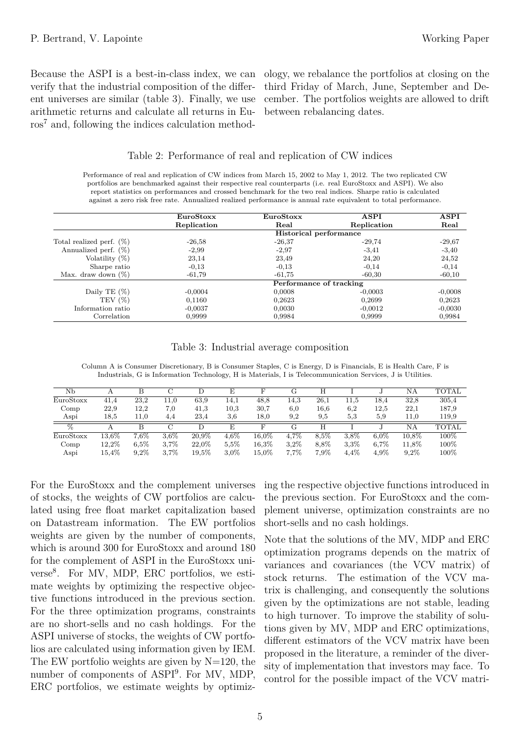Because the ASPI is a best-in-class index, we can verify that the industrial composition of the different universes are similar (table 3). Finally, we use arithmetic returns and calculate all returns in Euros[7] and, following the indices calculation methodology, we rebalance the portfolios at closing on the third Friday of March, June, September and December. The portfolios weights are allowed to drift between rebalancing dates.

Table 2: Performance of real and replication of CW indices

Performance of real and replication of CW indices from March 15, 2002 to May 1, 2012. The two replicated CW portfolios are benchmarked against their respective real counterparts (i.e. real EuroStoxx and ASPI). We also report statistics on performances and crossed benchmark for the two real indices. Sharpe ratio is calculated against a zero risk free rate. Annualized realized performance is annual rate equivalent to total performance.

| | **EuroStoxx Replication** | **EuroStoxx Real** | **ASPI Replication** | **ASPI Real** |
|---|---|---|---|---|
| | | **Historical performance** | | |
| Total realized perf. (%) | -26,58 | -26,37 | -29,74 | -29,67 |
| Annualized perf. (%) | -2,99 | -2,97 | -3,41 | -3,40 |
| Volatility (%) | 23,14 | 23,49 | 24,20 | 24,52 |
| Sharpe ratio | -0,13 | -0,13 | -0,14 | -0,14 |
| Max. draw down (%) | -61,79 | -61,75 | -60,30 | -60,10 |
| | | **Performance of tracking** | | |
| Daily TE (%) | -0,0004 | 0,0008 | -0,0003 | -0,0008 |
| TEV (%) | 0,1160 | 0,2623 | 0,2699 | 0,2623 |
| Information ratio | -0,0037 | 0,0030 | -0,0012 | -0,0030 |
| Correlation | 0,9999 | 0,9984 | 0,9999 | 0,9984 |

Table 3: Industrial average composition

Column A is Consumer Discretionary, B is Consumer Staples, C is Energy, D is Financials, E is Health Care, F is Industrials, G is Information Technology, H is Materials, I is Telecommunication Services, J is Utilities.

| Nb | A | B | C | D | E | F | G | H | I | J | NA | TOTAL |
|---|---|---|---|---|---|---|---|---|---|---|---|---|
| EuroStoxx | 41,4 | 23,2 | 11,0 | 63,9 | 14,1 | 48,8 | 14,3 | 26,1 | 11,5 | 18,4 | 32,8 | 305,4 |
| Comp | 22,9 | 12,2 | 7,0 | 41,3 | 10,3 | 30,7 | 6,0 | 16,6 | 6,2 | 12,5 | 22,1 | 187,9 |
| Aspi | 18,5 | 11,0 | 4,4 | 23,4 | 3,6 | 18,0 | 9,2 | 9,5 | 5,3 | 5,9 | 11,0 | 119,9 |
| **%** | **A** | **B** | **C** | **D** | **E** | **F** | **G** | **H** | **I** | **J** | **NA** | **TOTAL** |
| EuroStoxx | 13,6% | 7,6% | 3,6% | 20,9% | 4,6% | 16,0% | 4,7% | 8,5% | 3,8% | 6,0% | 10,8% | 100% |
| Comp | 12,2% | 6,5% | 3,7% | 22,0% | 5,5% | 16,3% | 3,2% | 8,8% | 3,3% | 6,7% | 11,8% | 100% |
| Aspi | 15,4% | 9,2% | 3,7% | 19,5% | 3,0% | 15,0% | 7,7% | 7,9% | 4,4% | 4,9% | 9,2% | 100% |

For the EuroStoxx and the complement universes of stocks, the weights of CW portfolios are calculated using free float market capitalization based on Datastream information. The EW portfolios weights are given by the number of components, which is around 300 for EuroStoxx and around 180 for the complement of ASPI in the EuroStoxx universe[8]. For MV, MDP, ERC portfolios, we estimate weights by optimizing the respective objective functions introduced in the previous section. For the three optimization programs, constraints are no short-sells and no cash holdings. For the ASPI universe of stocks, the weights of CW portfolios are calculated using information given by IEM. The EW portfolio weights are given by N=120, the number of components of ASPI[9]. For MV, MDP, ERC portfolios, we estimate weights by optimizing the respective objective functions introduced in the previous section. For EuroStoxx and the complement universe, optimization constraints are no short-sells and no cash holdings.

Note that the solutions of the MV, MDP and ERC optimization programs depends on the matrix of variances and covariances (the VCV matrix) of stock returns. The estimation of the VCV matrix is challenging, and consequently the solutions given by the optimizations are not stable, leading to high turnover. To improve the stability of solutions given by MV, MDP and ERC optimizations, different estimators of the VCV matrix have been proposed in the literature, a reminder of the diversity of implementation that investors may face. To control for the possible impact of the VCV matri-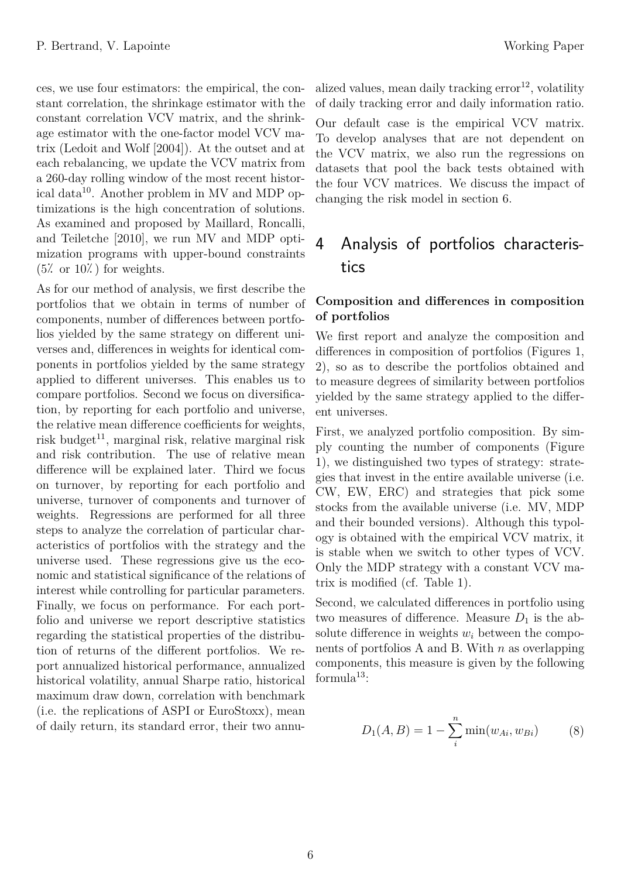ces, we use four estimators: the empirical, the constant correlation, the shrinkage estimator with the constant correlation VCV matrix, and the shrinkage estimator with the one-factor model VCV matrix (Ledoit and Wolf [2004]). At the outset and at each rebalancing, we update the VCV matrix from a 260-day rolling window of the most recent historical data[10]. Another problem in MV and MDP optimizations is the high concentration of solutions. As examined and proposed by Maillard, Roncalli, and Teiletche [2010], we run MV and MDP optimization programs with upper-bound constraints (5% or 10%) for weights.

As for our method of analysis, we first describe the portfolios that we obtain in terms of number of components, number of differences between portfolios yielded by the same strategy on different universes and, differences in weights for identical components in portfolios yielded by the same strategy applied to different universes. This enables us to compare portfolios. Second we focus on diversification, by reporting for each portfolio and universe, the relative mean difference coefficients for weights, risk budget[11], marginal risk, relative marginal risk and risk contribution. The use of relative mean difference will be explained later. Third we focus on turnover, by reporting for each portfolio and universe, turnover of components and turnover of weights. Regressions are performed for all three steps to analyze the correlation of particular characteristics of portfolios with the strategy and the universe used. These regressions give us the economic and statistical significance of the relations of interest while controlling for particular parameters. Finally, we focus on performance. For each portfolio and universe we report descriptive statistics regarding the statistical properties of the distribution of returns of the different portfolios. We report annualized historical performance, annualized historical volatility, annual Sharpe ratio, historical maximum draw down, correlation with benchmark (i.e. the replications of ASPI or EuroStoxx), mean of daily return, its standard error, their two annualized values, mean daily tracking error[12], volatility of daily tracking error and daily information ratio.

Our default case is the empirical VCV matrix. To develop analyses that are not dependent on the VCV matrix, we also run the regressions on datasets that pool the back tests obtained with the four VCV matrices. We discuss the impact of changing the risk model in section 6.

# 4 Analysis of portfolios characteristics

**Composition and differences in composition of portfolios**

We first report and analyze the composition and differences in composition of portfolios (Figures 1, 2), so as to describe the portfolios obtained and to measure degrees of similarity between portfolios yielded by the same strategy applied to the different universes.

First, we analyzed portfolio composition. By simply counting the number of components (Figure 1), we distinguished two types of strategy: strategies that invest in the entire available universe (i.e. CW, EW, ERC) and strategies that pick some stocks from the available universe (i.e. MV, MDP and their bounded versions). Although this typology is obtained with the empirical VCV matrix, it is stable when we switch to other types of VCV. Only the MDP strategy with a constant VCV matrix is modified (cf. Table 1).

Second, we calculated differences in portfolio using two measures of difference. Measure $D_1$ is the absolute difference in weights $w_i$ between the components of portfolios A and B. With $n$ as overlapping components, this measure is given by the following formula[13]:

$$D_1(A, B) = 1 - \sum_{i}^{n} \min(w_{Ai}, w_{Bi}) \tag{8}$$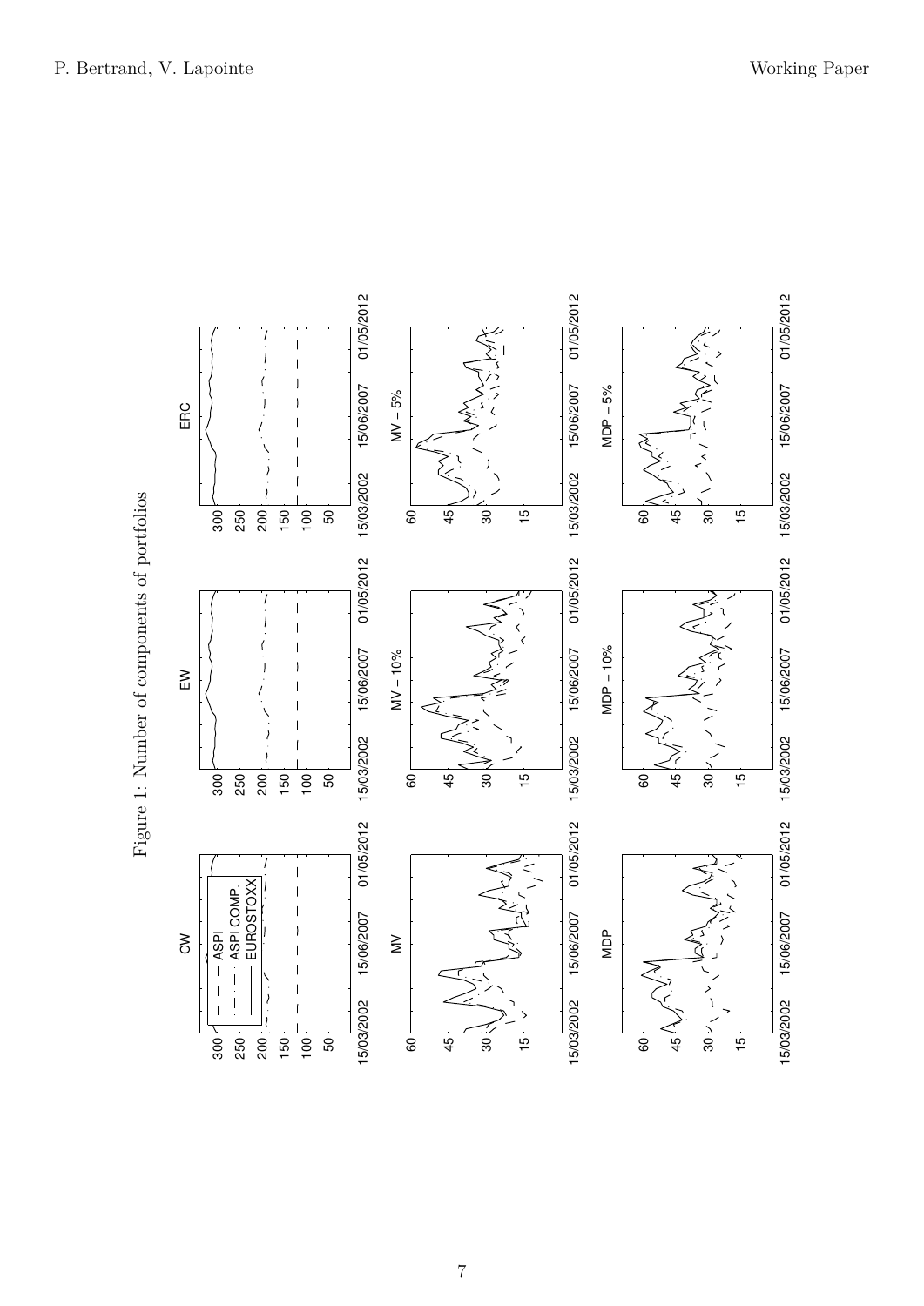Figure 1: Number of components of portfolios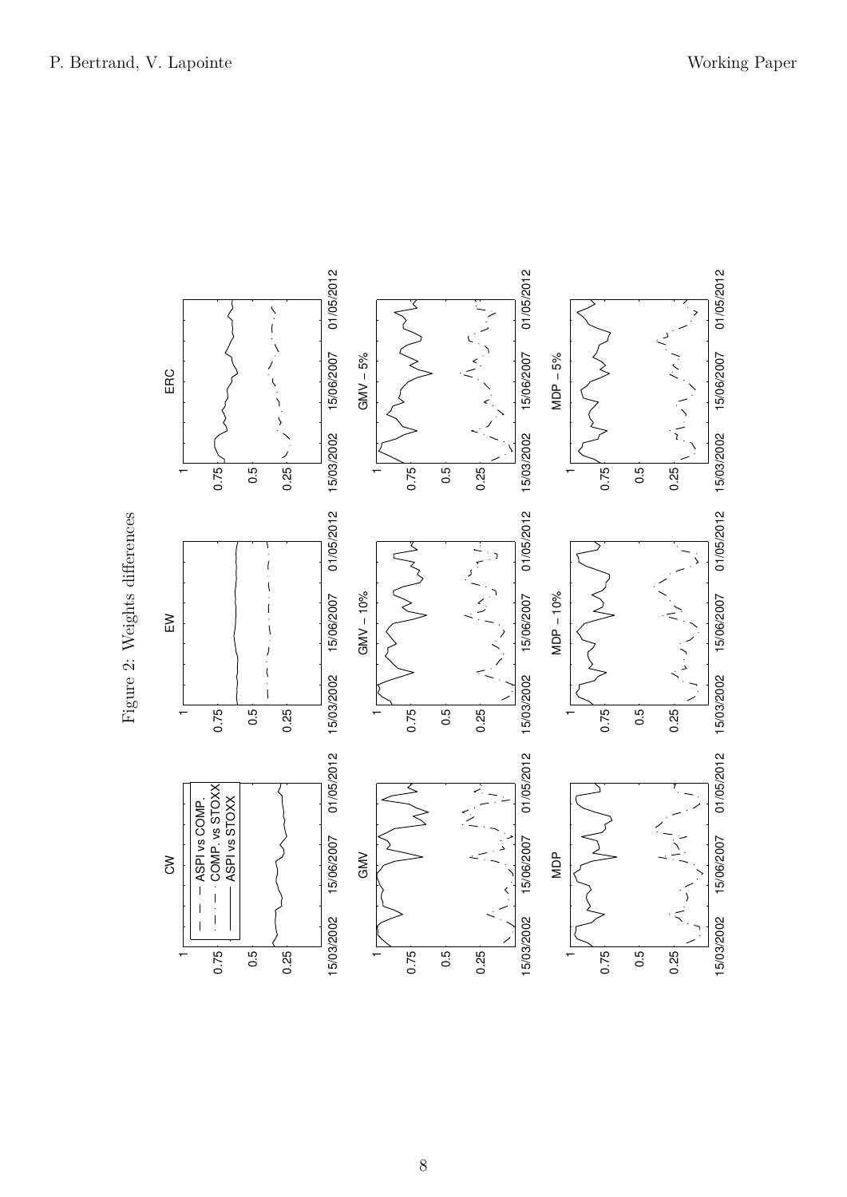Figure 2: Weights differences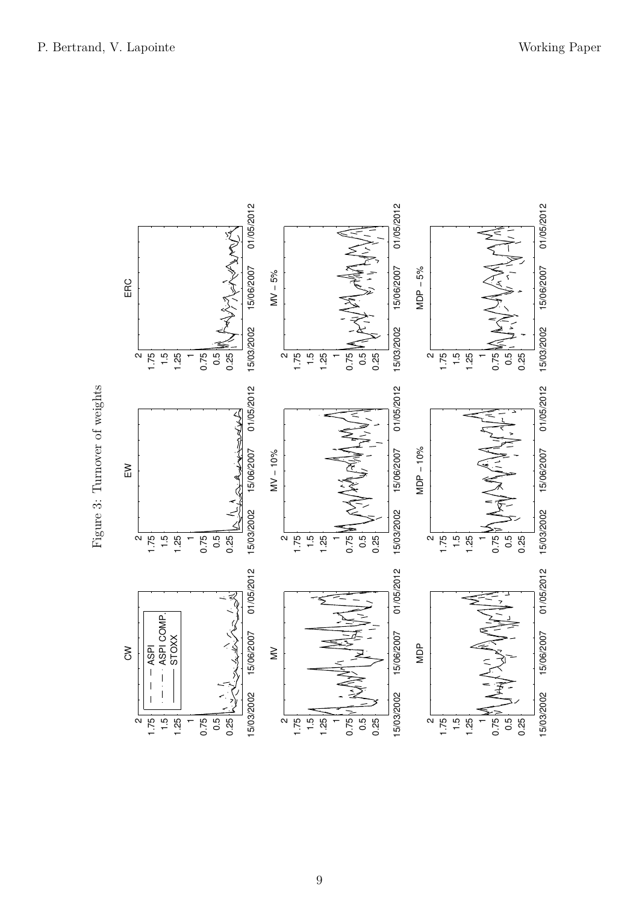Figure 3: Turnover of weights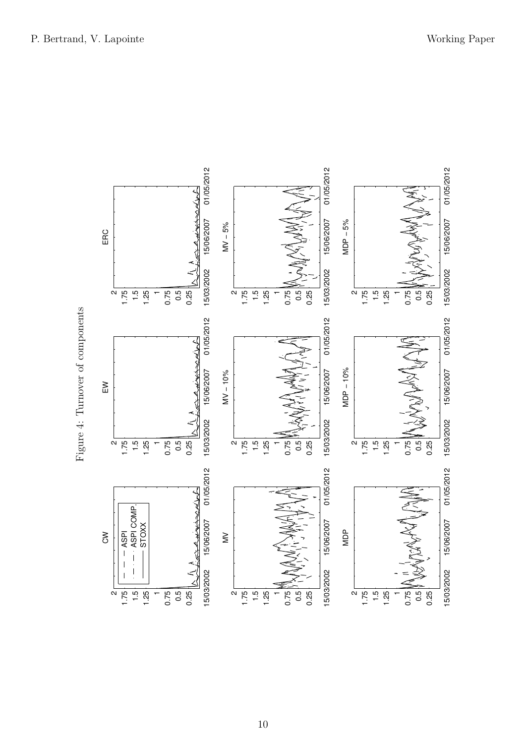Figure 4: Turnover of components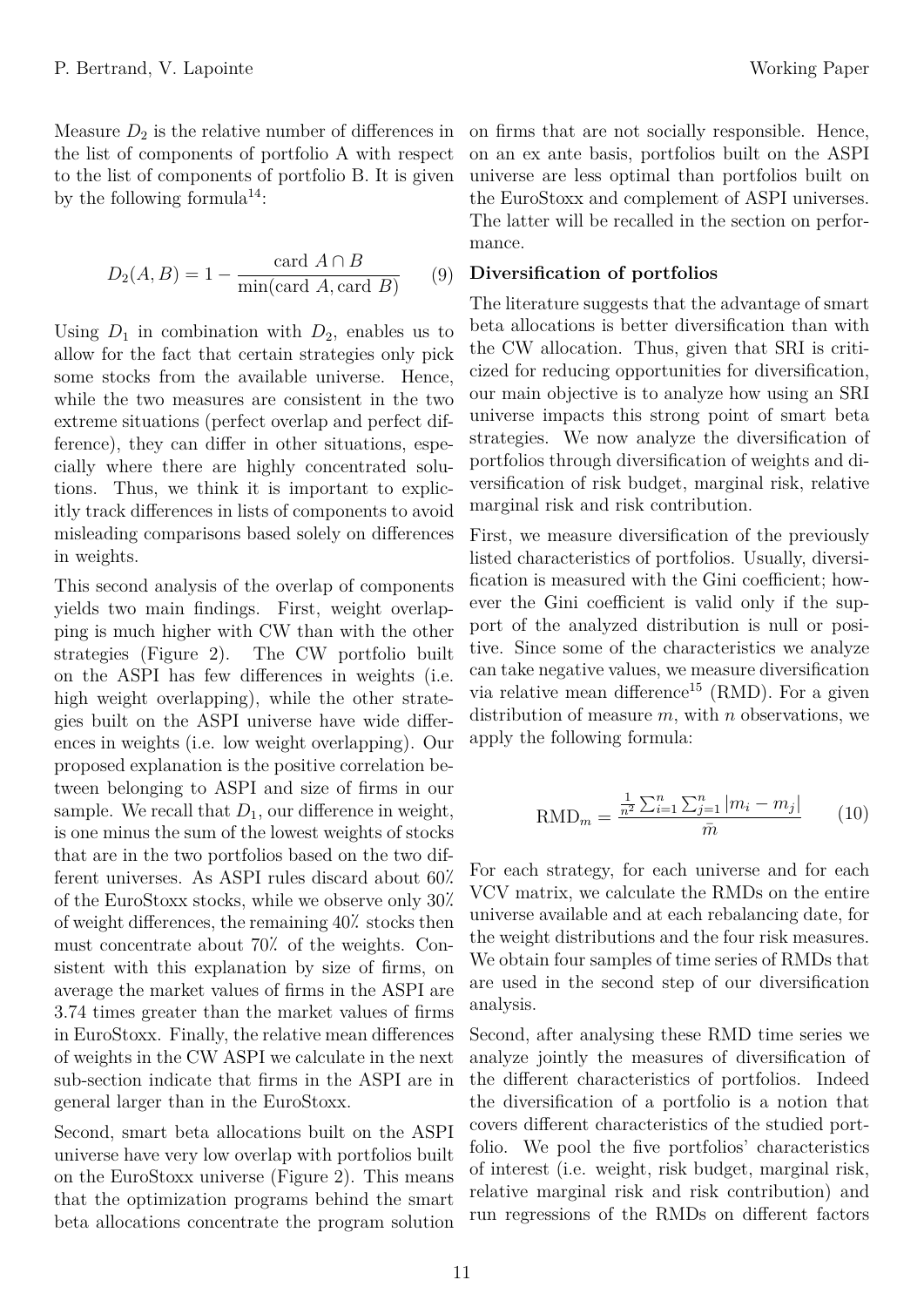Measure $D_2$ is the relative number of differences in the list of components of portfolio A with respect to the list of components of portfolio B. It is given by the following formula[14]:

$$D_2(A, B) = 1 - \frac{\text{card } A \cap B}{\min(\text{card } A, \text{card } B)} \qquad (9)$$

Using $D_1$ in combination with $D_2$, enables us to allow for the fact that certain strategies only pick some stocks from the available universe. Hence, while the two measures are consistent in the two extreme situations (perfect overlap and perfect difference), they can differ in other situations, especially where there are highly concentrated solutions. Thus, we think it is important to explicitly track differences in lists of components to avoid misleading comparisons based solely on differences in weights.

This second analysis of the overlap of components yields two main findings. First, weight overlapping is much higher with CW than with the other strategies (Figure 2). The CW portfolio built on the ASPI has few differences in weights (i.e. high weight overlapping), while the other strategies built on the ASPI universe have wide differences in weights (i.e. low weight overlapping). Our proposed explanation is the positive correlation between belonging to ASPI and size of firms in our sample. We recall that $D_1$, our difference in weight, is one minus the sum of the lowest weights of stocks that are in the two portfolios based on the two different universes. As ASPI rules discard about 60% of the EuroStoxx stocks, while we observe only 30% of weight differences, the remaining 40% stocks then must concentrate about 70% of the weights. Consistent with this explanation by size of firms, on average the market values of firms in the ASPI are 3.74 times greater than the market values of firms in EuroStoxx. Finally, the relative mean differences of weights in the CW ASPI we calculate in the next sub-section indicate that firms in the ASPI are in general larger than in the EuroStoxx.

Second, smart beta allocations built on the ASPI universe have very low overlap with portfolios built on the EuroStoxx universe (Figure 2). This means that the optimization programs behind the smart beta allocations concentrate the program solution on firms that are not socially responsible. Hence, on an ex ante basis, portfolios built on the ASPI universe are less optimal than portfolios built on the EuroStoxx and complement of ASPI universes. The latter will be recalled in the section on performance.

**Diversification of portfolios**

The literature suggests that the advantage of smart beta allocations is better diversification than with the CW allocation. Thus, given that SRI is criticized for reducing opportunities for diversification, our main objective is to analyze how using an SRI universe impacts this strong point of smart beta strategies. We now analyze the diversification of portfolios through diversification of weights and diversification of risk budget, marginal risk, relative marginal risk and risk contribution.

First, we measure diversification of the previously listed characteristics of portfolios. Usually, diversification is measured with the Gini coefficient; however the Gini coefficient is valid only if the support of the analyzed distribution is null or positive. Since some of the characteristics we analyze can take negative values, we measure diversification via relative mean difference[15] (RMD). For a given distribution of measure $m$, with $n$ observations, we apply the following formula:

$$\text{RMD}_m = \frac{\frac{1}{n^2}\sum_{i=1}^{n}\sum_{j=1}^{n}|m_i - m_j|}{\bar{m}} \qquad (10)$$

For each strategy, for each universe and for each VCV matrix, we calculate the RMDs on the entire universe available and at each rebalancing date, for the weight distributions and the four risk measures. We obtain four samples of time series of RMDs that are used in the second step of our diversification analysis.

Second, after analysing these RMD time series we analyze jointly the measures of diversification of the different characteristics of portfolios. Indeed the diversification of a portfolio is a notion that covers different characteristics of the studied portfolio. We pool the five portfolios' characteristics of interest (i.e. weight, risk budget, marginal risk, relative marginal risk and risk contribution) and run regressions of the RMDs on different factors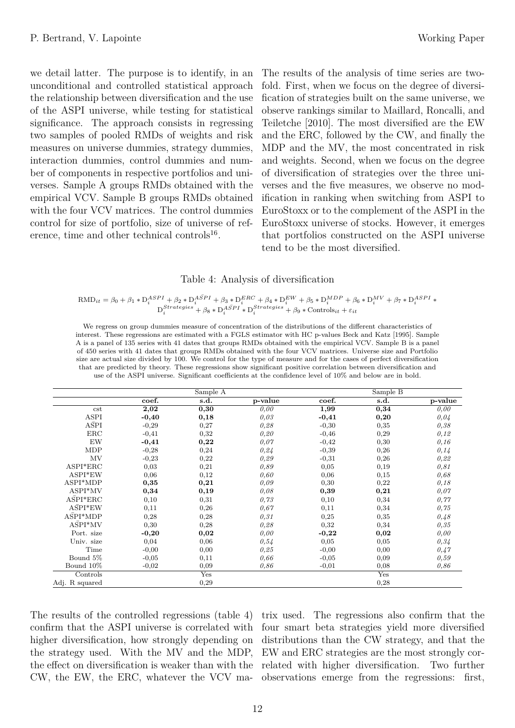we detail latter. The purpose is to identify, in an unconditional and controlled statistical approach the relationship between diversification and the use of the ASPI universe, while testing for statistical significance. The approach consists in regressing two samples of pooled RMDs of weights and risk measures on universe dummies, strategy dummies, interaction dummies, control dummies and number of components in respective portfolios and universes. Sample A groups RMDs obtained with the empirical VCV. Sample B groups RMDs obtained with the four VCV matrices. The control dummies control for size of portfolio, size of universe of reference, time and other technical controls[16].

The results of the analysis of time series are twofold. First, when we focus on the degree of diversification of strategies built on the same universe, we observe rankings similar to Maillard, Roncalli, and Teiletche [2010]. The most diversified are the EW and the ERC, followed by the CW, and finally the MDP and the MV, the most concentrated in risk and weights. Second, when we focus on the degree of diversification of strategies over the three universes and the five measures, we observe no modification in ranking when switching from ASPI to EuroStoxx or to the complement of the ASPI in the EuroStoxx universe of stocks. However, it emerges that portfolios constructed on the ASPI universe tend to be the most diversified.

Table 4: Analysis of diversification

$$\text{RMD}_{it} = \beta_0 + \beta_1 * \text{D}_i^{ASPI} + \beta_2 * \text{D}_i^{\bar{ASPI}} + \beta_3 * \text{D}_i^{ERC} + \beta_4 * \text{D}_i^{EW} + \beta_5 * \text{D}_i^{MDP} + \beta_6 * \text{D}_i^{MV} + \beta_7 * \text{D}_i^{ASPI} * \text{D}_i^{Strategies} + \beta_8 * \text{D}_i^{\bar{ASPI}} * \text{D}_i^{Strategies} + \beta_9 * \text{Controls}_{it} + \varepsilon_{it}$$

We regress on group dummies measure of concentration of the distributions of the different characteristics of interest. These regressions are estimated with a FGLS estimator with HC p-values Beck and Katz [1995]. Sample A is a panel of 135 series with 41 dates that groups RMDs obtained with the empirical VCV. Sample B is a panel of 450 series with 41 dates that groups RMDs obtained with the four VCV matrices. Universe size and Portfolio size are actual size divided by 100. We control for the type of measure and for the cases of perfect diversification that are predicted by theory. These regressions show significant positive correlation between diversification and use of the ASPI universe. Significant coefficients at the confidence level of 10% and below are in bold.

| | Sample A | | | Sample B | | |
|---|---|---|---|---|---|---|
| | **coef.** | **s.d.** | **p-value** | **coef.** | **s.d.** | **p-value** |
| cst | **2,02** | **0,30** | *0,00* | **1,99** | **0,34** | *0,00* |
| ASPI | **-0,40** | **0,18** | *0,03* | **-0,41** | **0,20** | *0,04* |
| $\bar{\text{ASPI}}$ | -0,29 | 0,27 | *0,28* | -0,30 | 0,35 | *0,38* |
| ERC | -0,41 | 0,32 | *0,20* | -0,46 | 0,29 | *0,12* |
| EW | **-0,41** | **0,22** | *0,07* | -0,42 | 0,30 | *0,16* |
| MDP | -0,28 | 0,24 | *0,24* | -0,39 | 0,26 | *0,14* |
| MV | -0,23 | 0,22 | *0,29* | -0,31 | 0,26 | *0,22* |
| ASPI*ERC | 0,03 | 0,21 | *0,89* | 0,05 | 0,19 | *0,81* |
| ASPI*EW | 0,06 | 0,12 | *0,60* | 0,06 | 0,15 | *0,68* |
| ASPI*MDP | **0,35** | **0,21** | *0,09* | 0,30 | 0,22 | *0,18* |
| ASPI*MV | **0,34** | **0,19** | *0,08* | **0,39** | **0,21** | *0,07* |
| $\bar{\text{ASPI}}$*ERC | 0,10 | 0,31 | *0,73* | 0,10 | 0,34 | *0,77* |
| $\bar{\text{ASPI}}$*EW | 0,11 | 0,26 | *0,67* | 0,11 | 0,34 | *0,75* |
| $\bar{\text{ASPI}}$*MDP | 0,28 | 0,28 | *0,31* | 0,25 | 0,35 | *0,48* |
| $\bar{\text{ASPI}}$*MV | 0,30 | 0,28 | *0,28* | 0,32 | 0,34 | *0,35* |
| Port. size | **-0,20** | **0,02** | *0,00* | **-0,22** | **0,02** | *0,00* |
| Univ. size | 0,04 | 0,06 | *0,54* | 0,05 | 0,05 | *0,34* |
| Time | -0,00 | 0,00 | *0,25* | -0,00 | 0,00 | *0,47* |
| Bound 5% | -0,05 | 0,11 | *0,66* | -0,05 | 0,09 | *0,59* |
| Bound 10% | -0,02 | 0,09 | *0,86* | -0,01 | 0,08 | *0,86* |
| Controls | | Yes | | | Yes | |
| Adj. R squared | | 0,29 | | | 0,28 | |

The results of the controlled regressions (table 4) confirm that the ASPI universe is correlated with higher diversification, how strongly depending on the strategy used. With the MV and the MDP, the effect on diversification is weaker than with the CW, the EW, the ERC, whatever the VCV matrix used. The regressions also confirm that the four smart beta strategies yield more diversified distributions than the CW strategy, and that the EW and ERC strategies are the most strongly correlated with higher diversification. Two further observations emerge from the regressions: first,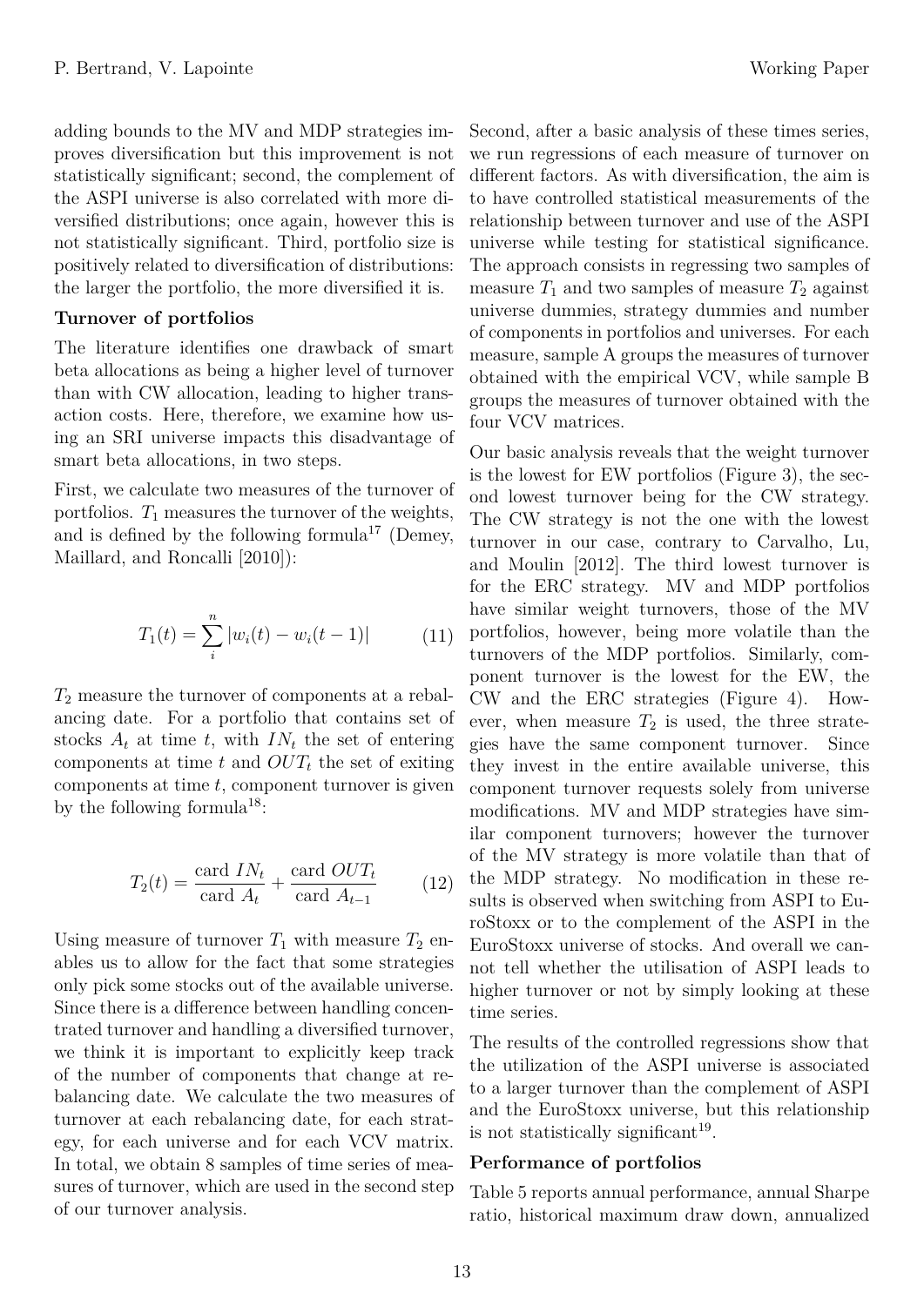adding bounds to the MV and MDP strategies improves diversification but this improvement is not statistically significant; second, the complement of the ASPI universe is also correlated with more diversified distributions; once again, however this is not statistically significant. Third, portfolio size is positively related to diversification of distributions: the larger the portfolio, the more diversified it is.

**Turnover of portfolios**

The literature identifies one drawback of smart beta allocations as being a higher level of turnover than with CW allocation, leading to higher transaction costs. Here, therefore, we examine how using an SRI universe impacts this disadvantage of smart beta allocations, in two steps.

First, we calculate two measures of the turnover of portfolios. $T_1$ measures the turnover of the weights, and is defined by the following formula[17] (Demey, Maillard, and Roncalli [2010]):

$$T_1(t) = \sum_{i}^{n} |w_i(t) - w_i(t-1)| \tag{11}$$

$T_2$ measure the turnover of components at a rebalancing date. For a portfolio that contains set of stocks $A_t$ at time $t$, with $IN_t$ the set of entering components at time $t$ and $OUT_t$ the set of exiting components at time $t$, component turnover is given by the following formula[18]:

$$T_2(t) = \frac{\text{card } IN_t}{\text{card } A_t} + \frac{\text{card } OUT_t}{\text{card } A_{t-1}} \tag{12}$$

Using measure of turnover $T_1$ with measure $T_2$ enables us to allow for the fact that some strategies only pick some stocks out of the available universe. Since there is a difference between handling concentrated turnover and handling a diversified turnover, we think it is important to explicitly keep track of the number of components that change at rebalancing date. We calculate the two measures of turnover at each rebalancing date, for each strategy, for each universe and for each VCV matrix. In total, we obtain 8 samples of time series of measures of turnover, which are used in the second step of our turnover analysis.

Second, after a basic analysis of these times series, we run regressions of each measure of turnover on different factors. As with diversification, the aim is to have controlled statistical measurements of the relationship between turnover and use of the ASPI universe while testing for statistical significance. The approach consists in regressing two samples of measure $T_1$ and two samples of measure $T_2$ against universe dummies, strategy dummies and number of components in portfolios and universes. For each measure, sample A groups the measures of turnover obtained with the empirical VCV, while sample B groups the measures of turnover obtained with the four VCV matrices.

Our basic analysis reveals that the weight turnover is the lowest for EW portfolios (Figure 3), the second lowest turnover being for the CW strategy. The CW strategy is not the one with the lowest turnover in our case, contrary to Carvalho, Lu, and Moulin [2012]. The third lowest turnover is for the ERC strategy. MV and MDP portfolios have similar weight turnovers, those of the MV portfolios, however, being more volatile than the turnovers of the MDP portfolios. Similarly, component turnover is the lowest for the EW, the CW and the ERC strategies (Figure 4). However, when measure $T_2$ is used, the three strategies have the same component turnover. Since they invest in the entire available universe, this component turnover requests solely from universe modifications. MV and MDP strategies have similar component turnovers; however the turnover of the MV strategy is more volatile than that of the MDP strategy. No modification in these results is observed when switching from ASPI to EuroStoxx or to the complement of the ASPI in the EuroStoxx universe of stocks. And overall we cannot tell whether the utilisation of ASPI leads to higher turnover or not by simply looking at these time series.

The results of the controlled regressions show that the utilization of the ASPI universe is associated to a larger turnover than the complement of ASPI and the EuroStoxx universe, but this relationship is not statistically significant[19].

**Performance of portfolios**

Table 5 reports annual performance, annual Sharpe ratio, historical maximum draw down, annualized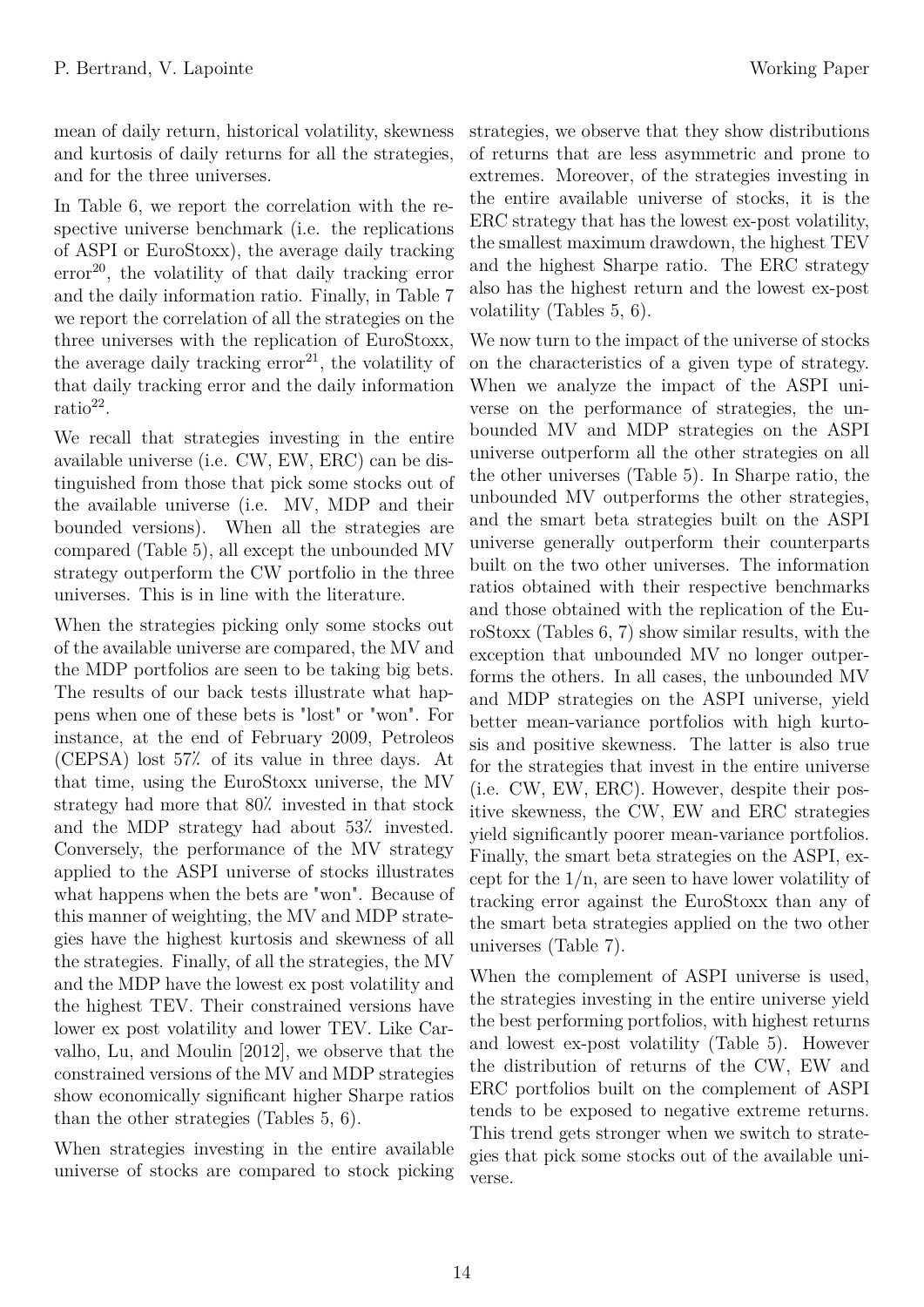mean of daily return, historical volatility, skewness and kurtosis of daily returns for all the strategies, and for the three universes.

In Table 6, we report the correlation with the respective universe benchmark (i.e. the replications of ASPI or EuroStoxx), the average daily tracking error[20], the volatility of that daily tracking error and the daily information ratio. Finally, in Table 7 we report the correlation of all the strategies on the three universes with the replication of EuroStoxx, the average daily tracking error[21], the volatility of that daily tracking error and the daily information ratio[22].

We recall that strategies investing in the entire available universe (i.e. CW, EW, ERC) can be distinguished from those that pick some stocks out of the available universe (i.e. MV, MDP and their bounded versions). When all the strategies are compared (Table 5), all except the unbounded MV strategy outperform the CW portfolio in the three universes. This is in line with the literature.

When the strategies picking only some stocks out of the available universe are compared, the MV and the MDP portfolios are seen to be taking big bets. The results of our back tests illustrate what happens when one of these bets is "lost" or "won". For instance, at the end of February 2009, Petroleos (CEPSA) lost 57% of its value in three days. At that time, using the EuroStoxx universe, the MV strategy had more that 80% invested in that stock and the MDP strategy had about 53% invested. Conversely, the performance of the MV strategy applied to the ASPI universe of stocks illustrates what happens when the bets are "won". Because of this manner of weighting, the MV and MDP strategies have the highest kurtosis and skewness of all the strategies. Finally, of all the strategies, the MV and the MDP have the lowest ex post volatility and the highest TEV. Their constrained versions have lower ex post volatility and lower TEV. Like Carvalho, Lu, and Moulin [2012], we observe that the constrained versions of the MV and MDP strategies show economically significant higher Sharpe ratios than the other strategies (Tables 5, 6).

When strategies investing in the entire available universe of stocks are compared to stock picking strategies, we observe that they show distributions of returns that are less asymmetric and prone to extremes. Moreover, of the strategies investing in the entire available universe of stocks, it is the ERC strategy that has the lowest ex-post volatility, the smallest maximum drawdown, the highest TEV and the highest Sharpe ratio. The ERC strategy also has the highest return and the lowest ex-post volatility (Tables 5, 6).

We now turn to the impact of the universe of stocks on the characteristics of a given type of strategy. When we analyze the impact of the ASPI universe on the performance of strategies, the unbounded MV and MDP strategies on the ASPI universe outperform all the other strategies on all the other universes (Table 5). In Sharpe ratio, the unbounded MV outperforms the other strategies, and the smart beta strategies built on the ASPI universe generally outperform their counterparts built on the two other universes. The information ratios obtained with their respective benchmarks and those obtained with the replication of the EuroStoxx (Tables 6, 7) show similar results, with the exception that unbounded MV no longer outperforms the others. In all cases, the unbounded MV and MDP strategies on the ASPI universe, yield better mean-variance portfolios with high kurtosis and positive skewness. The latter is also true for the strategies that invest in the entire universe (i.e. CW, EW, ERC). However, despite their positive skewness, the CW, EW and ERC strategies yield significantly poorer mean-variance portfolios. Finally, the smart beta strategies on the ASPI, except for the $1/n$, are seen to have lower volatility of tracking error against the EuroStoxx than any of the smart beta strategies applied on the two other universes (Table 7).

When the complement of ASPI universe is used, the strategies investing in the entire universe yield the best performing portfolios, with highest returns and lowest ex-post volatility (Table 5). However the distribution of returns of the CW, EW and ERC portfolios built on the complement of ASPI tends to be exposed to negative extreme returns. This trend gets stronger when we switch to strategies that pick some stocks out of the available universe.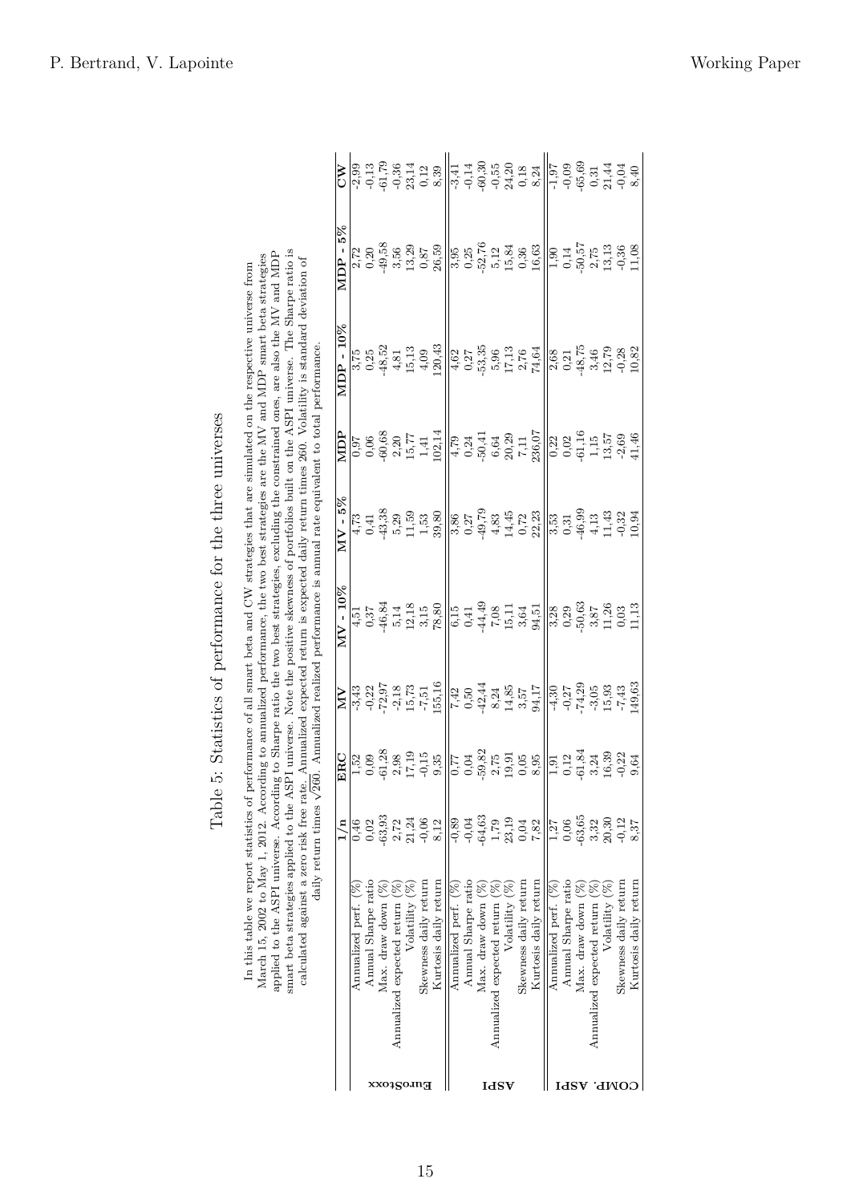## Table 5: Statistics of performance for the three universes

In this table we report statistics of performance of all smart beta and CW strategies that are simulated on the respective universe from March 15, 2002 to May 1, 2012. According to annualized performance, the two best strategies are the MV and MDP smart beta strategies applied to the ASPI universe. According to Sharpe ratio the two best strategies, excluding the constrained ones, are also the MV and MDP smart beta strategies applied to the ASPI universe. Note the positive skewness of portfolios built on the ASPI universe. The Sharpe ratio is calculated against a zero risk free rate. Annualized expected return is expected daily return times 260. Volatility is standard deviation of daily return times $\sqrt{260}$. Annualized realized performance is annual rate equivalent to total performance.

| | | 1/n | ERC | MV | MV - 10% | MV - 5% | MDP | MDP - 10% | MDP - 5% | CW |
|---|---|---|---|---|---|---|---|---|---|---|
| EuroStoxx | Annualized perf. (%) | 0,46 | 1,52 | -3,43 | 4,51 | 4,73 | 0,97 | 3,75 | 2,72 | -2,99 |
| | Annual Sharpe ratio | 0,02 | 0,09 | -0,22 | 0,37 | 0,41 | 0,06 | 0,25 | 0,20 | -0,13 |
| | Max. draw down (%) | -63,93 | -61,28 | -72,97 | -46,84 | -43,38 | -60,68 | -48,52 | -49,58 | -61,79 |
| | Annualized expected return (%) | 2,72 | 2,98 | -2,18 | 5,14 | 5,29 | 2,20 | 4,81 | 3,56 | -0,36 |
| | Volatility (%) | 21,24 | 17,19 | 15,73 | 12,18 | 11,59 | 15,77 | 15,13 | 13,29 | 23,14 |
| | Skewness daily return | -0,06 | -0,15 | -7,51 | 3,15 | 1,53 | 1,41 | 4,09 | 0,87 | 0,12 |
| | Kurtosis daily return | 8,12 | 9,35 | 155,16 | 78,80 | 39,80 | 102,14 | 120,43 | 26,59 | 8,39 |
| ASPI | Annualized perf. (%) | -0,89 | 0,77 | 7,42 | 6,15 | 3,86 | 4,79 | 4,62 | 3,95 | -3,41 |
| | Annual Sharpe ratio | -0,04 | 0,04 | 0,50 | 0,41 | 0,27 | 0,24 | 0,27 | 0,25 | -0,14 |
| | Max. draw down (%) | -64,63 | -59,82 | -42,44 | -44,49 | -49,79 | -50,41 | -53,35 | -52,76 | -60,30 |
| | Annualized expected return (%) | 1,79 | 2,75 | 8,24 | 7,08 | 4,83 | 6,64 | 5,96 | 5,12 | -0,55 |
| | Volatility (%) | 23,19 | 19,91 | 14,85 | 15,11 | 14,45 | 20,29 | 17,13 | 15,84 | 24,20 |
| | Skewness daily return | 0,04 | 0,05 | 3,57 | 3,64 | 0,72 | 7,11 | 2,76 | 0,36 | 0,18 |
| | Kurtosis daily return | 7,82 | 8,95 | 94,17 | 94,51 | 22,23 | 236,07 | 74,64 | 16,63 | 8,24 |
| COMP. ASPI | Annualized perf. (%) | 1,27 | 1,91 | -4,30 | 3,28 | 3,53 | 0,22 | 2,68 | 1,90 | -1,97 |
| | Annual Sharpe ratio | 0,06 | 0,12 | -0,27 | 0,29 | 0,31 | 0,02 | 0,21 | 0,14 | -0,09 |
| | Max. draw down (%) | -63,65 | -61,84 | -74,29 | -50,63 | -46,99 | -61,16 | -48,75 | -50,57 | -65,69 |
| | Annualized expected return (%) | 3,32 | 3,24 | -3,05 | 3,87 | 4,13 | 1,15 | 3,46 | 2,75 | 0,31 |
| | Volatility (%) | 20,30 | 16,39 | 15,93 | 11,26 | 11,43 | 13,57 | 12,79 | 13,13 | 21,44 |
| | Skewness daily return | -0,12 | -0,22 | -7,43 | 0,03 | -0,32 | -2,69 | -0,28 | -0,36 | -0,04 |
| | Kurtosis daily return | 8,37 | 9,64 | 149,63 | 11,13 | 10,94 | 41,46 | 10,82 | 11,08 | 8,40 |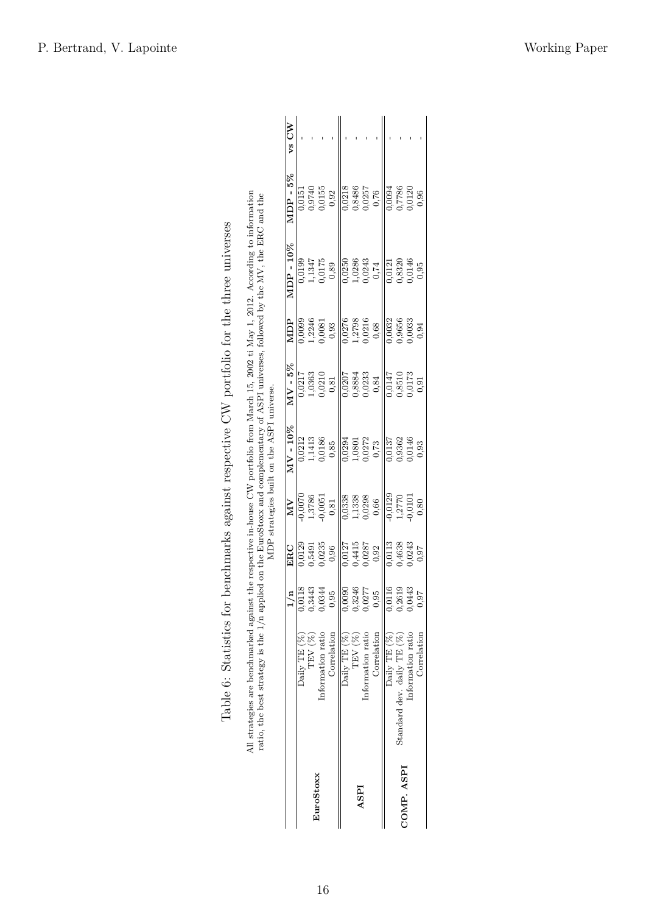Table 6: Statistics for benchmarks against respective CW portfolio for the three universes

All strategies are benchmarked against the respective in-house CW portfolio from March 15, 2002 ti May 1, 2012. According to information ratio, the best strategy is the 1/n applied on the EuroStoxx and complementary of ASPI universes, followed by the MV, the ERC and the MDP strategies built on the ASPI universe.

| | | 1/n | ERC | MV | MV - 10% | MV - 5% | MDP | MDP - 10% | MDP - 5% | vs CW |
|---|---|---|---|---|---|---|---|---|---|---|
| **EuroStoxx** | Daily TE (%) | 0,0118 | 0,0129 | -0,0070 | 0,0212 | 0,0217 | 0,0099 | 0,0199 | 0,0151 | - |
| | TEV (%) | 0,3443 | 0,5491 | 1,3786 | 1,1413 | 1,0363 | 1,2246 | 1,1347 | 0,9740 | - |
| | Information ratio | 0,0344 | 0,0235 | -0,0051 | 0,0186 | 0,0210 | 0,0081 | 0,0175 | 0,0155 | - |
| | Correlation | 0,95 | 0,96 | 0,81 | 0,85 | 0,81 | 0,93 | 0,89 | 0,92 | - |
| **ASPI** | Daily TE (%) | 0,0090 | 0,0127 | 0,0338 | 0,0294 | 0,0207 | 0,0276 | 0,0250 | 0,0218 | - |
| | TEV (%) | 0,3246 | 0,4415 | 1,1338 | 1,0801 | 0,8884 | 1,2798 | 1,0286 | 0,8486 | - |
| | Information ratio | 0,0277 | 0,0287 | 0,0298 | 0,0272 | 0,0233 | 0,0216 | 0,0243 | 0,0257 | - |
| | Correlation | 0,95 | 0,92 | 0,66 | 0,73 | 0,84 | 0,68 | 0,74 | 0,76 | - |
| **COMP. ASPI** | Daily TE (%) | 0,0116 | 0,0113 | -0,0129 | 0,0137 | 0,0147 | 0,0032 | 0,0121 | 0,0094 | - |
| | Standard dev. daily TE (%) | 0,2619 | 0,4638 | 1,2770 | 0,9362 | 0,8510 | 0,9656 | 0,8320 | 0,7786 | - |
| | Information ratio | 0,0443 | 0,0243 | -0,0101 | 0,0146 | 0,0173 | 0,0033 | 0,0146 | 0,0120 | - |
| | Correlation | 0,97 | 0,97 | 0,80 | 0,93 | 0,91 | 0,94 | 0,95 | 0,96 | - |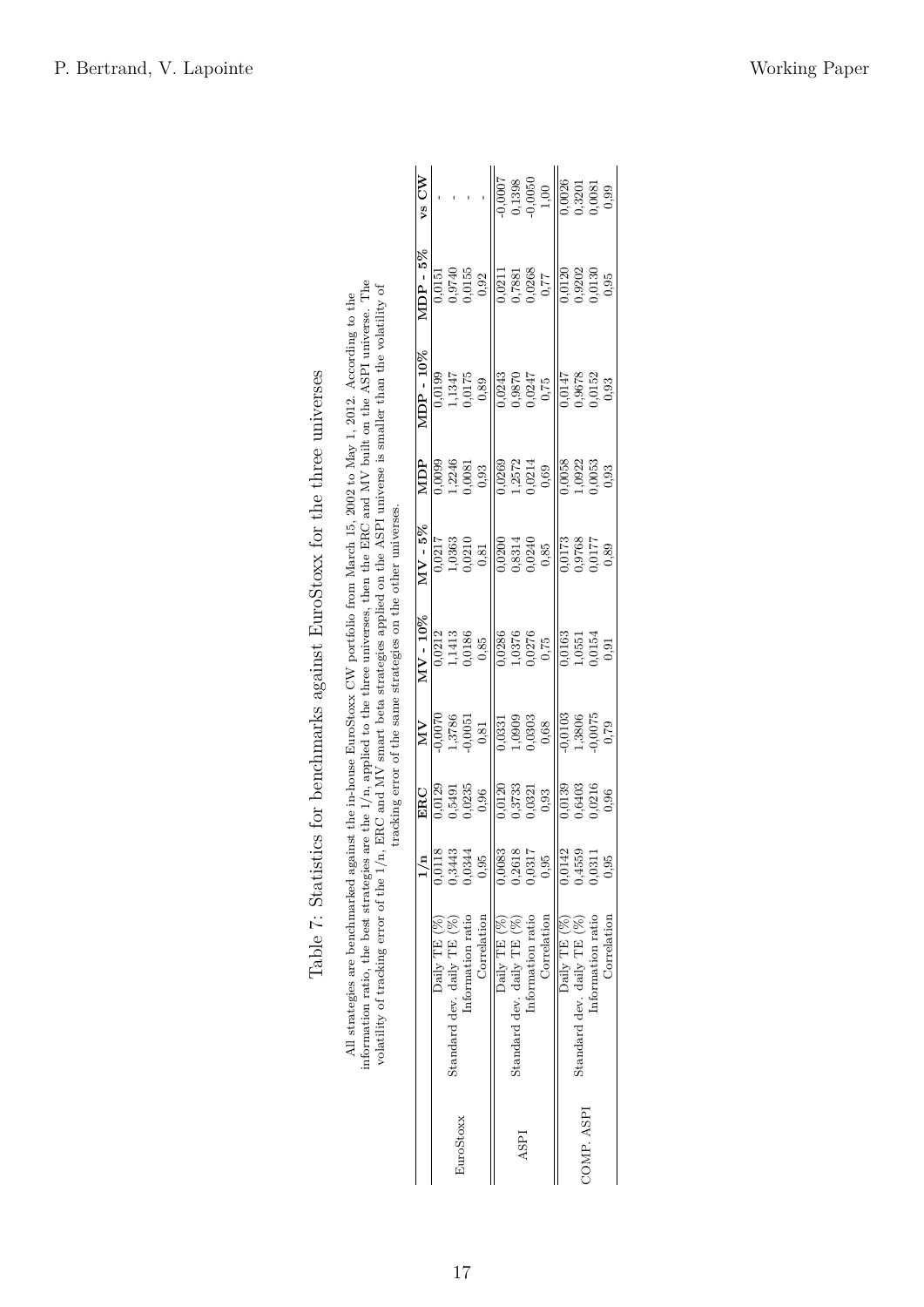Table 7: Statistics for benchmarks against EuroStoxx for the three universes

All strategies are benchmarked against the in-house EuroStoxx CW portfolio from March 15, 2002 to May 1, 2012. According to the information ratio, the best strategies are the 1/n, applied to the three universes, then the ERC and MV built on the ASPI universe. The volatility of tracking error of the 1/n, ERC and MV smart beta strategies applied on the ASPI universe is smaller than the volatility of tracking error of the same strategies on the other universes.

| | | **1/n** | **ERC** | **MV** | **MV - 10%** | **MV - 5%** | **MDP** | **MDP - 10%** | **MDP - 5%** | **vs CW** |
|---|---|---|---|---|---|---|---|---|---|---|
| EuroStoxx | Daily TE (%) | 0,0118 | 0,0129 | -0,0070 | 0,0212 | 0,0217 | 0,0099 | 0,0199 | 0,0151 | - |
| | Standard dev. daily TE (%) | 0,3443 | 0,5491 | 1,3786 | 1,1413 | 1,0363 | 1,2246 | 1,1347 | 0,9740 | - |
| | Information ratio | 0,0344 | 0,0235 | -0,0051 | 0,0186 | 0,0210 | 0,0081 | 0,0175 | 0,0155 | - |
| | Correlation | 0,95 | 0,96 | 0,81 | 0,85 | 0,81 | 0,93 | 0,89 | 0,92 | - |
| ASPI | Daily TE (%) | 0,0083 | 0,0120 | 0,0331 | 0,0286 | 0,0200 | 0,0269 | 0,0243 | 0,0211 | -0,0007 |
| | Standard dev. daily TE (%) | 0,2618 | 0,3733 | 1,0909 | 1,0376 | 0,8314 | 1,2572 | 0,9870 | 0,7881 | 0,1398 |
| | Information ratio | 0,0317 | 0,0321 | 0,0303 | 0,0276 | 0,0240 | 0,0214 | 0,0247 | 0,0268 | -0,0050 |
| | Correlation | 0,95 | 0,93 | 0,68 | 0,75 | 0,85 | 0,69 | 0,75 | 0,77 | 1,00 |
| COMP. ASPI | Daily TE (%) | 0,0142 | 0,0139 | -0,0103 | 0,0163 | 0,0173 | 0,0058 | 0,0147 | 0,0120 | 0,0026 |
| | Standard dev. daily TE (%) | 0,4559 | 0,6403 | 1,3806 | 1,0551 | 0,9768 | 1,0922 | 0,9678 | 0,9202 | 0,3201 |
| | Information ratio | 0,0311 | 0,0216 | -0,0075 | 0,0154 | 0,0177 | 0,0053 | 0,0152 | 0,0130 | 0,0081 |
| | Correlation | 0,95 | 0,96 | 0,79 | 0,91 | 0,89 | 0,93 | 0,93 | 0,95 | 0,99 |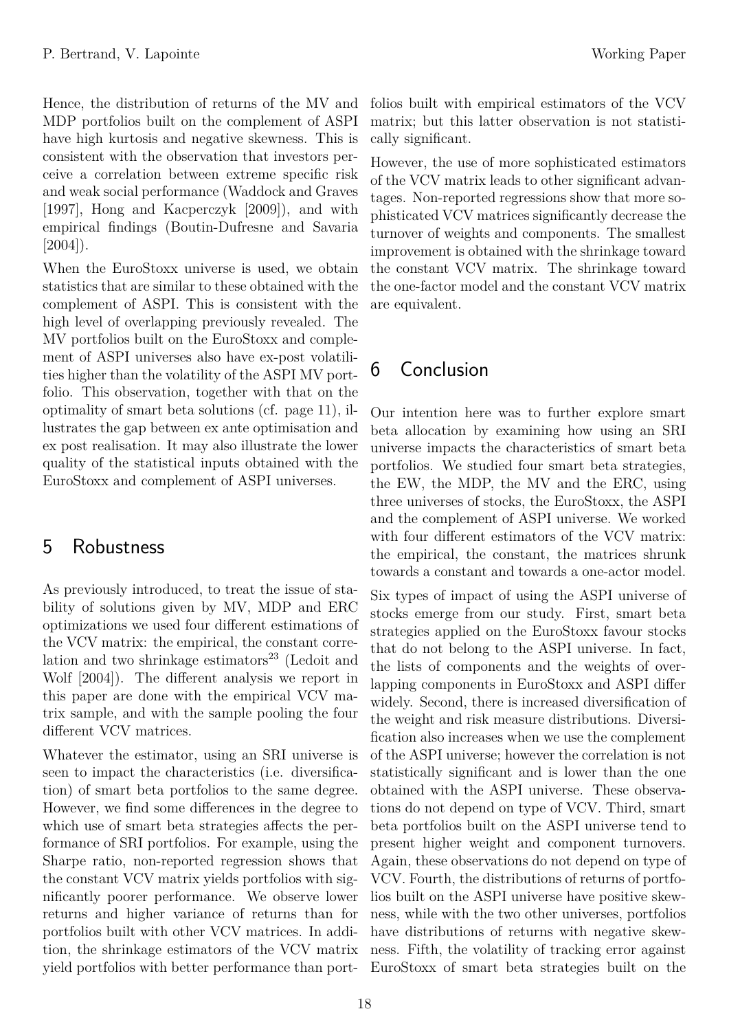Hence, the distribution of returns of the MV and MDP portfolios built on the complement of ASPI have high kurtosis and negative skewness. This is consistent with the observation that investors perceive a correlation between extreme specific risk and weak social performance (Waddock and Graves [1997], Hong and Kacperczyk [2009]), and with empirical findings (Boutin-Dufresne and Savaria [2004]).

When the EuroStoxx universe is used, we obtain statistics that are similar to these obtained with the complement of ASPI. This is consistent with the high level of overlapping previously revealed. The MV portfolios built on the EuroStoxx and complement of ASPI universes also have ex-post volatilities higher than the volatility of the ASPI MV portfolio. This observation, together with that on the optimality of smart beta solutions (cf. page 11), illustrates the gap between ex ante optimisation and ex post realisation. It may also illustrate the lower quality of the statistical inputs obtained with the EuroStoxx and complement of ASPI universes.

# 5 Robustness

As previously introduced, to treat the issue of stability of solutions given by MV, MDP and ERC optimizations we used four different estimations of the VCV matrix: the empirical, the constant correlation and two shrinkage estimators[23] (Ledoit and Wolf [2004]). The different analysis we report in this paper are done with the empirical VCV matrix sample, and with the sample pooling the four different VCV matrices.

Whatever the estimator, using an SRI universe is seen to impact the characteristics (i.e. diversification) of smart beta portfolios to the same degree. However, we find some differences in the degree to which use of smart beta strategies affects the performance of SRI portfolios. For example, using the Sharpe ratio, non-reported regression shows that the constant VCV matrix yields portfolios with significantly poorer performance. We observe lower returns and higher variance of returns than for portfolios built with other VCV matrices. In addition, the shrinkage estimators of the VCV matrix yield portfolios with better performance than portfolios built with empirical estimators of the VCV matrix; but this latter observation is not statistically significant.

However, the use of more sophisticated estimators of the VCV matrix leads to other significant advantages. Non-reported regressions show that more sophisticated VCV matrices significantly decrease the turnover of weights and components. The smallest improvement is obtained with the shrinkage toward the constant VCV matrix. The shrinkage toward the one-factor model and the constant VCV matrix are equivalent.

# 6 Conclusion

Our intention here was to further explore smart beta allocation by examining how using an SRI universe impacts the characteristics of smart beta portfolios. We studied four smart beta strategies, the EW, the MDP, the MV and the ERC, using three universes of stocks, the EuroStoxx, the ASPI and the complement of ASPI universe. We worked with four different estimators of the VCV matrix: the empirical, the constant, the matrices shrunk towards a constant and towards a one-actor model.

Six types of impact of using the ASPI universe of stocks emerge from our study. First, smart beta strategies applied on the EuroStoxx favour stocks that do not belong to the ASPI universe. In fact, the lists of components and the weights of overlapping components in EuroStoxx and ASPI differ widely. Second, there is increased diversification of the weight and risk measure distributions. Diversification also increases when we use the complement of the ASPI universe; however the correlation is not statistically significant and is lower than the one obtained with the ASPI universe. These observations do not depend on type of VCV. Third, smart beta portfolios built on the ASPI universe tend to present higher weight and component turnovers. Again, these observations do not depend on type of VCV. Fourth, the distributions of returns of portfolios built on the ASPI universe have positive skewness, while with the two other universes, portfolios have distributions of returns with negative skewness. Fifth, the volatility of tracking error against EuroStoxx of smart beta strategies built on the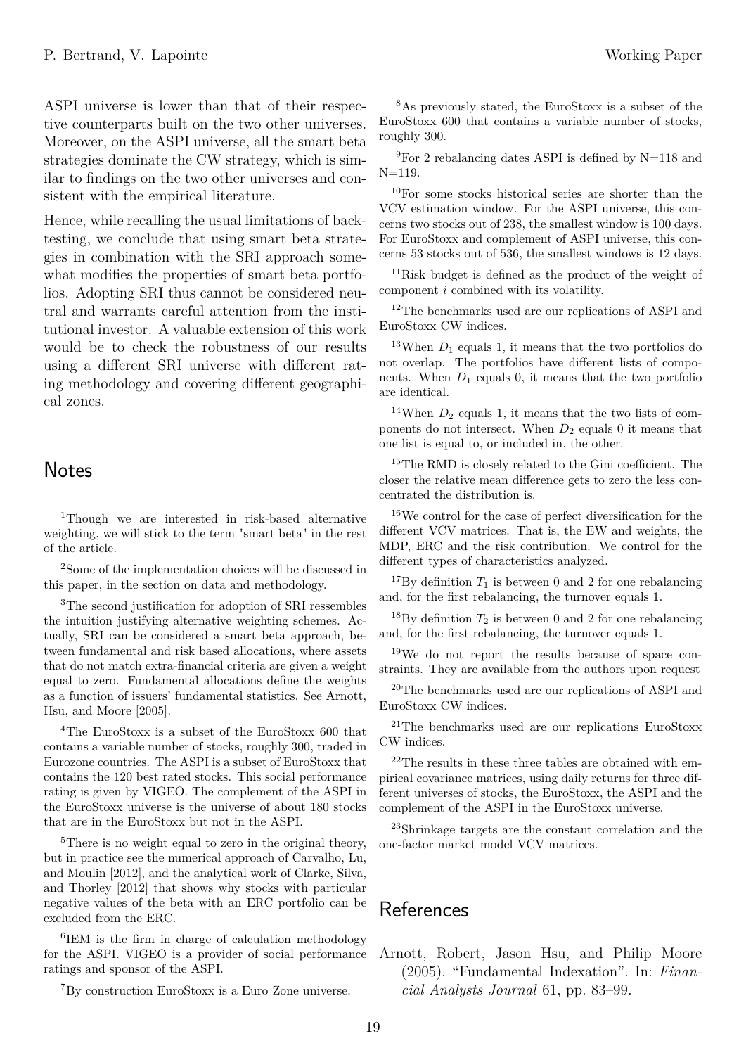ASPI universe is lower than that of their respective counterparts built on the two other universes. Moreover, on the ASPI universe, all the smart beta strategies dominate the CW strategy, which is similar to findings on the two other universes and consistent with the empirical literature.

Hence, while recalling the usual limitations of backtesting, we conclude that using smart beta strategies in combination with the SRI approach somewhat modifies the properties of smart beta portfolios. Adopting SRI thus cannot be considered neutral and warrants careful attention from the institutional investor. A valuable extension of this work would be to check the robustness of our results using a different SRI universe with different rating methodology and covering different geographical zones.

## Notes

[1]Though we are interested in risk-based alternative weighting, we will stick to the term "smart beta" in the rest of the article.

[2]Some of the implementation choices will be discussed in this paper, in the section on data and methodology.

[3]The second justification for adoption of SRI ressembles the intuition justifying alternative weighting schemes. Actually, SRI can be considered a smart beta approach, between fundamental and risk based allocations, where assets that do not match extra-financial criteria are given a weight equal to zero. Fundamental allocations define the weights as a function of issuers' fundamental statistics. See Arnott, Hsu, and Moore [2005].

[4]The EuroStoxx is a subset of the EuroStoxx 600 that contains a variable number of stocks, roughly 300, traded in Eurozone countries. The ASPI is a subset of EuroStoxx that contains the 120 best rated stocks. This social performance rating is given by VIGEO. The complement of the ASPI in the EuroStoxx universe is the universe of about 180 stocks that are in the EuroStoxx but not in the ASPI.

[5]There is no weight equal to zero in the original theory, but in practice see the numerical approach of Carvalho, Lu, and Moulin [2012], and the analytical work of Clarke, Silva, and Thorley [2012] that shows why stocks with particular negative values of the beta with an ERC portfolio can be excluded from the ERC.

[6]IEM is the firm in charge of calculation methodology for the ASPI. VIGEO is a provider of social performance ratings and sponsor of the ASPI.

[7]By construction EuroStoxx is a Euro Zone universe.

[8]As previously stated, the EuroStoxx is a subset of the EuroStoxx 600 that contains a variable number of stocks, roughly 300.

[9]For 2 rebalancing dates ASPI is defined by N=118 and N=119.

[10]For some stocks historical series are shorter than the VCV estimation window. For the ASPI universe, this concerns two stocks out of 238, the smallest window is 100 days. For EuroStoxx and complement of ASPI universe, this concerns 53 stocks out of 536, the smallest windows is 12 days.

[11]Risk budget is defined as the product of the weight of component $i$ combined with its volatility.

[12]The benchmarks used are our replications of ASPI and EuroStoxx CW indices.

[13]When $D_1$ equals 1, it means that the two portfolios do not overlap. The portfolios have different lists of components. When $D_1$ equals 0, it means that the two portfolio are identical.

[14]When $D_2$ equals 1, it means that the two lists of components do not intersect. When $D_2$ equals 0 it means that one list is equal to, or included in, the other.

[15]The RMD is closely related to the Gini coefficient. The closer the relative mean difference gets to zero the less concentrated the distribution is.

[16]We control for the case of perfect diversification for the different VCV matrices. That is, the EW and weights, the MDP, ERC and the risk contribution. We control for the different types of characteristics analyzed.

[17]By definition $T_1$ is between 0 and 2 for one rebalancing and, for the first rebalancing, the turnover equals 1.

[18]By definition $T_2$ is between 0 and 2 for one rebalancing and, for the first rebalancing, the turnover equals 1.

[19]We do not report the results because of space constraints. They are available from the authors upon request

[20]The benchmarks used are our replications of ASPI and EuroStoxx CW indices.

[21]The benchmarks used are our replications EuroStoxx CW indices.

[22]The results in these three tables are obtained with empirical covariance matrices, using daily returns for three different universes of stocks, the EuroStoxx, the ASPI and the complement of the ASPI in the EuroStoxx universe.

[23]Shrinkage targets are the constant correlation and the one-factor market model VCV matrices.

## References

Arnott, Robert, Jason Hsu, and Philip Moore (2005). "Fundamental Indexation". In: *Financial Analysts Journal* 61, pp. 83–99.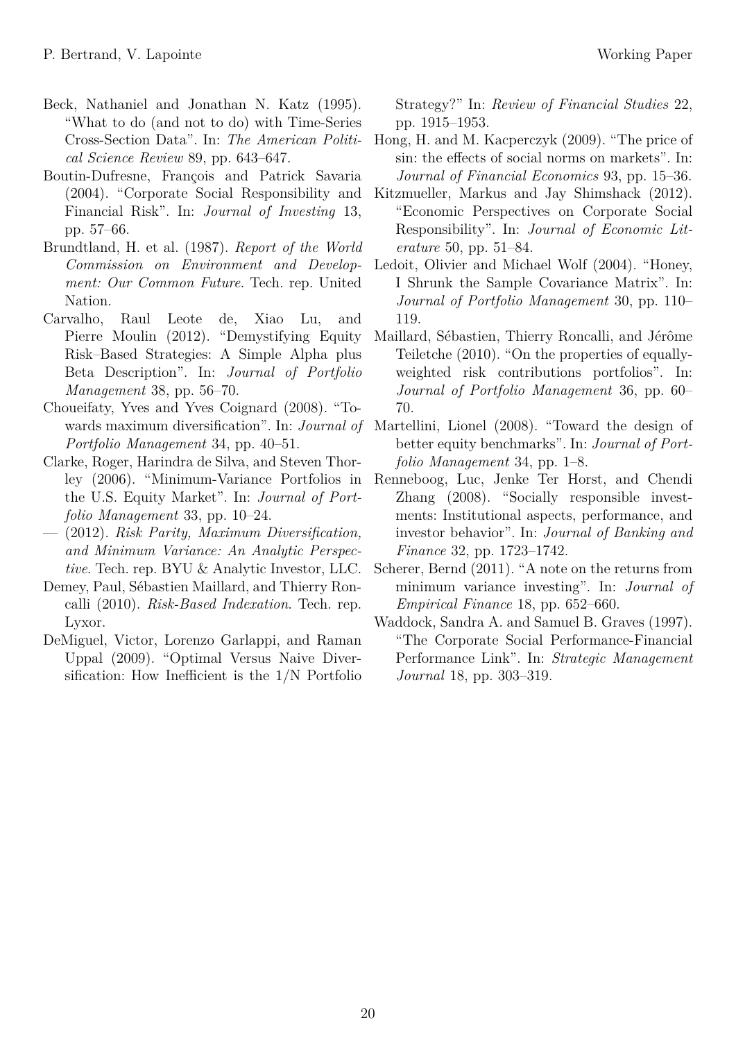- Beck, Nathaniel and Jonathan N. Katz (1995). "What to do (and not to do) with Time-Series Cross-Section Data". In: *The American Political Science Review* 89, pp. 643–647.
- Boutin-Dufresne, François and Patrick Savaria (2004). "Corporate Social Responsibility and Financial Risk". In: *Journal of Investing* 13, pp. 57–66.
- Brundtland, H. et al. (1987). *Report of the World Commission on Environment and Development: Our Common Future*. Tech. rep. United Nation.
- Carvalho, Raul Leote de, Xiao Lu, and Pierre Moulin (2012). "Demystifying Equity Risk–Based Strategies: A Simple Alpha plus Beta Description". In: *Journal of Portfolio Management* 38, pp. 56–70.
- Choueifaty, Yves and Yves Coignard (2008). "Towards maximum diversification". In: *Journal of Portfolio Management* 34, pp. 40–51.
- Clarke, Roger, Harindra de Silva, and Steven Thorley (2006). "Minimum-Variance Portfolios in the U.S. Equity Market". In: *Journal of Portfolio Management* 33, pp. 10–24.
- — (2012). *Risk Parity, Maximum Diversification, and Minimum Variance: An Analytic Perspective*. Tech. rep. BYU & Analytic Investor, LLC.
- Demey, Paul, Sébastien Maillard, and Thierry Roncalli (2010). *Risk-Based Indexation*. Tech. rep. Lyxor.
- DeMiguel, Victor, Lorenzo Garlappi, and Raman Uppal (2009). "Optimal Versus Naive Diversification: How Inefficient is the 1/N Portfolio Strategy?" In: *Review of Financial Studies* 22, pp. 1915–1953.
- Hong, H. and M. Kacperczyk (2009). "The price of sin: the effects of social norms on markets". In: *Journal of Financial Economics* 93, pp. 15–36.
- Kitzmueller, Markus and Jay Shimshack (2012). "Economic Perspectives on Corporate Social Responsibility". In: *Journal of Economic Literature* 50, pp. 51–84.
- Ledoit, Olivier and Michael Wolf (2004). "Honey, I Shrunk the Sample Covariance Matrix". In: *Journal of Portfolio Management* 30, pp. 110–119.
- Maillard, Sébastien, Thierry Roncalli, and Jérôme Teiletche (2010). "On the properties of equally-weighted risk contributions portfolios". In: *Journal of Portfolio Management* 36, pp. 60–70.
- Martellini, Lionel (2008). "Toward the design of better equity benchmarks". In: *Journal of Portfolio Management* 34, pp. 1–8.
- Renneboog, Luc, Jenke Ter Horst, and Chendi Zhang (2008). "Socially responsible investments: Institutional aspects, performance, and investor behavior". In: *Journal of Banking and Finance* 32, pp. 1723–1742.
- Scherer, Bernd (2011). "A note on the returns from minimum variance investing". In: *Journal of Empirical Finance* 18, pp. 652–660.
- Waddock, Sandra A. and Samuel B. Graves (1997). "The Corporate Social Performance-Financial Performance Link". In: *Strategic Management Journal* 18, pp. 303–319.